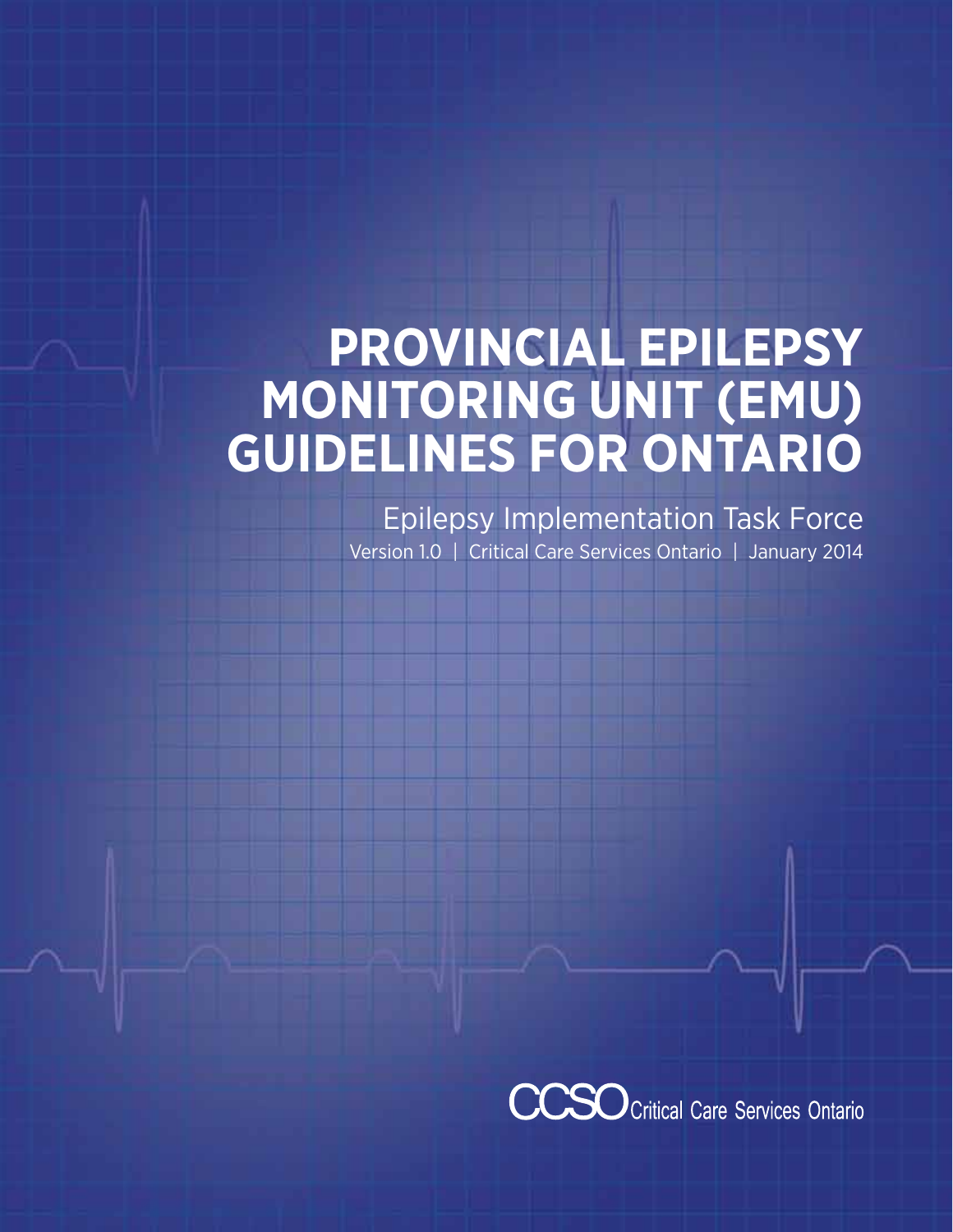# PROVINCIAL EPILEPSY MONITORING UNIT (EMU) GUIDELINES FOR ONTARIO

Epilepsy Implementation Task Force

Version 1.0 | Critical Care Services Ontario | January 2014

CCSO Critical Care Services Ontario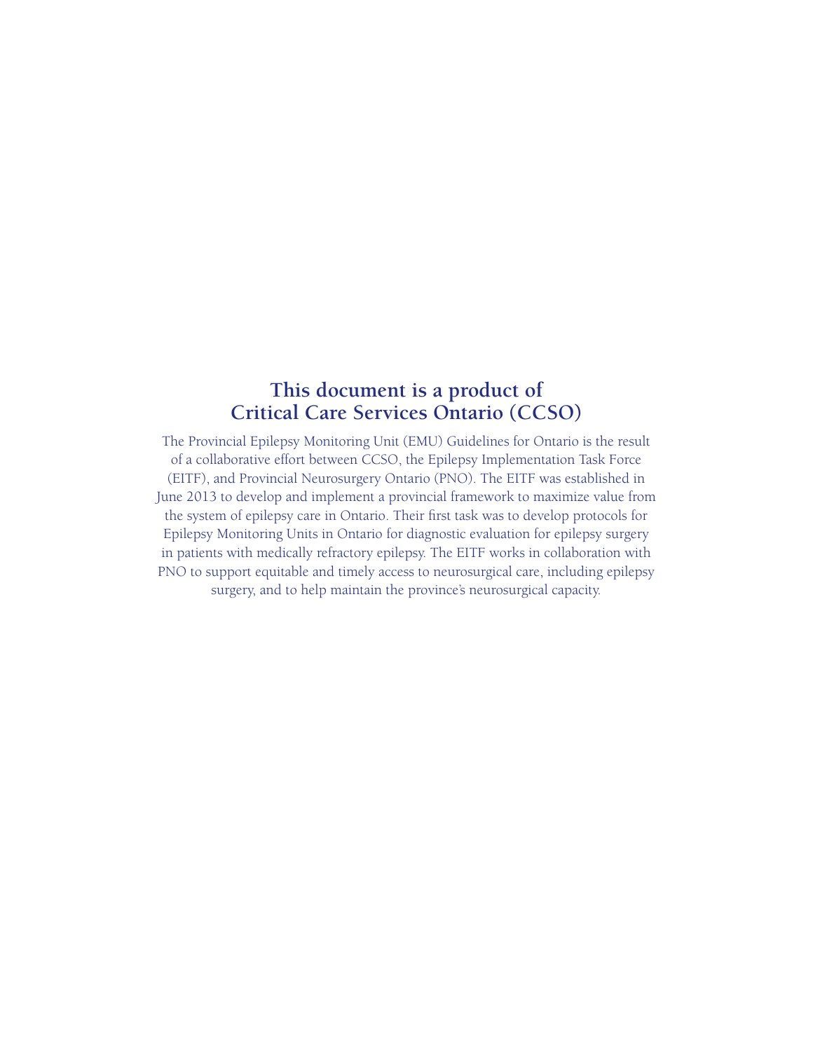## This document is a product of Critical Care Services Ontario (CCSO)

The Provincial Epilepsy Monitoring Unit (EMU) Guidelines for Ontario is the result of a collaborative effort between CCSO, the Epilepsy Implementation Task Force (EITF), and Provincial Neurosurgery Ontario (PNO). The EITF was established in June 2013 to develop and implement a provincial framework to maximize value from the system of epilepsy care in Ontario. Their first task was to develop protocols for Epilepsy Monitoring Units in Ontario for diagnostic evaluation for epilepsy surgery in patients with medically refractory epilepsy. The EITF works in collaboration with PNO to support equitable and timely access to neurosurgical care, including epilepsy surgery, and to help maintain the province's neurosurgical capacity.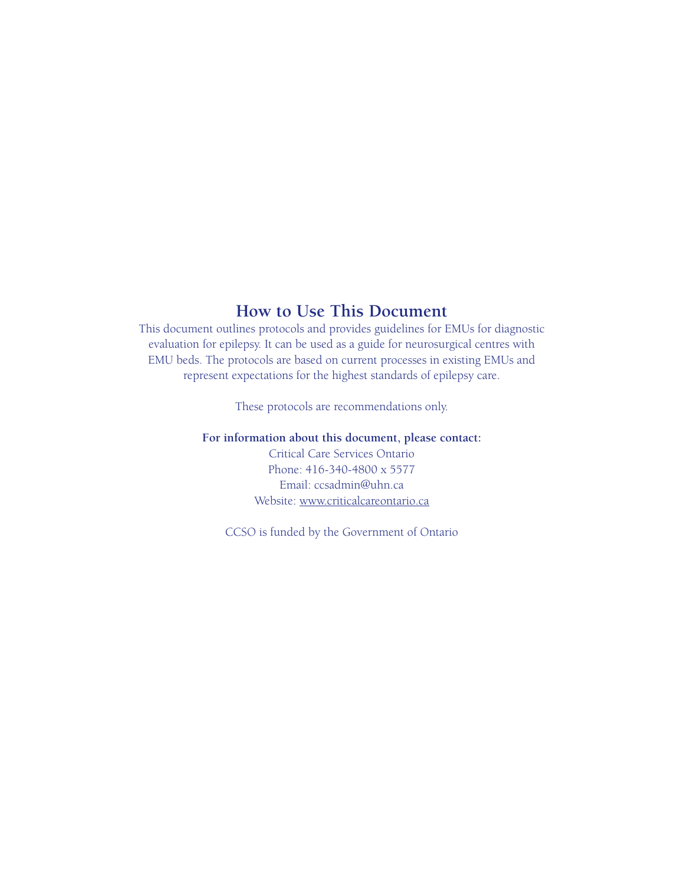## How to Use This Document

This document outlines protocols and provides guidelines for EMUs for diagnostic evaluation for epilepsy. It can be used as a guide for neurosurgical centres with EMU beds. The protocols are based on current processes in existing EMUs and represent expectations for the highest standards of epilepsy care.

These protocols are recommendations only.

**For information about this document, please contact:**

Critical Care Services Ontario
Phone: 416-340-4800 x 5577
Email: ccsadmin@uhn.ca
Website: www.criticalcareontario.ca

CCSO is funded by the Government of Ontario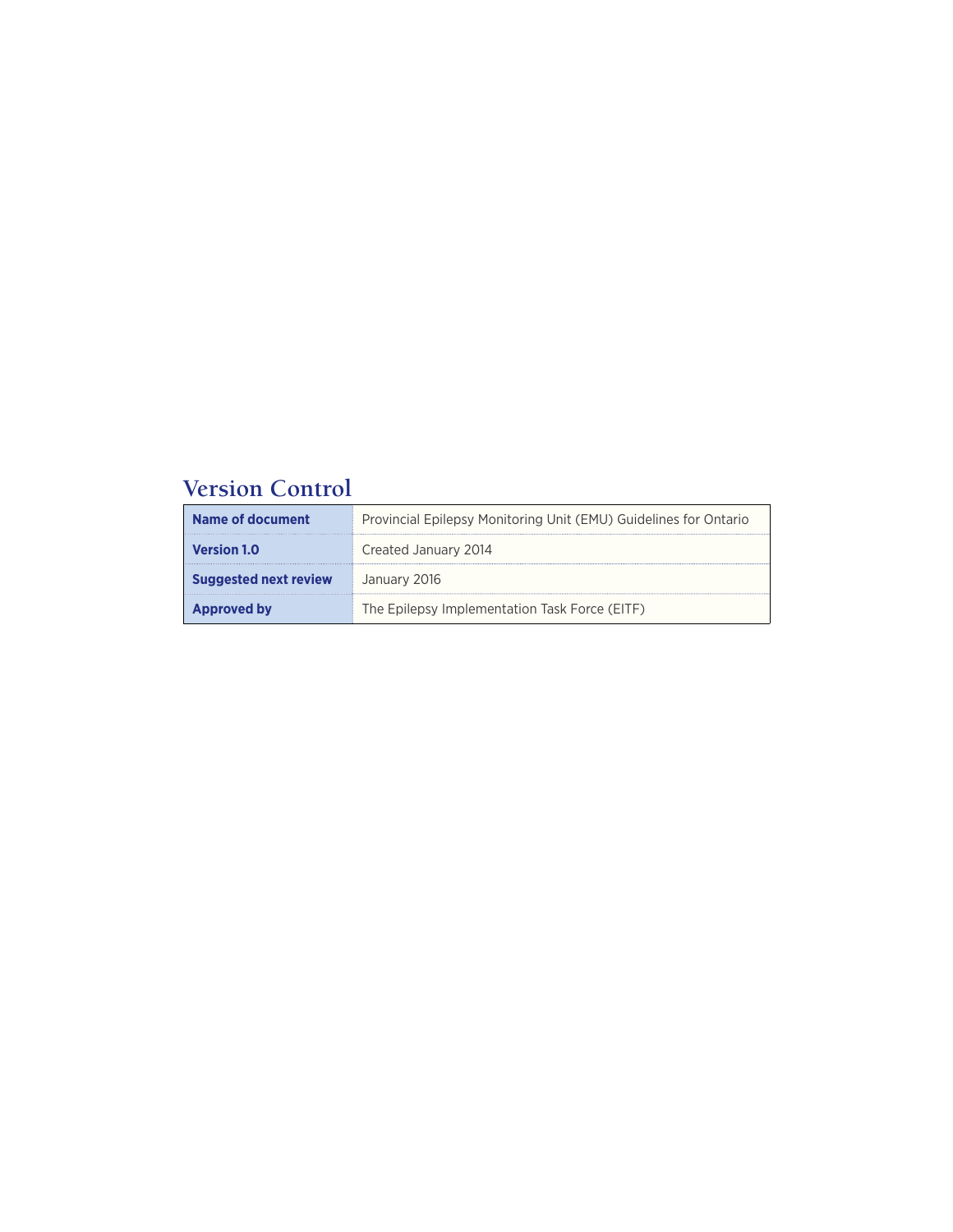## Version Control

| | |
|---|---|
| **Name of document** | Provincial Epilepsy Monitoring Unit (EMU) Guidelines for Ontario |
| **Version 1.0** | Created January 2014 |
| **Suggested next review** | January 2016 |
| **Approved by** | The Epilepsy Implementation Task Force (EITF) |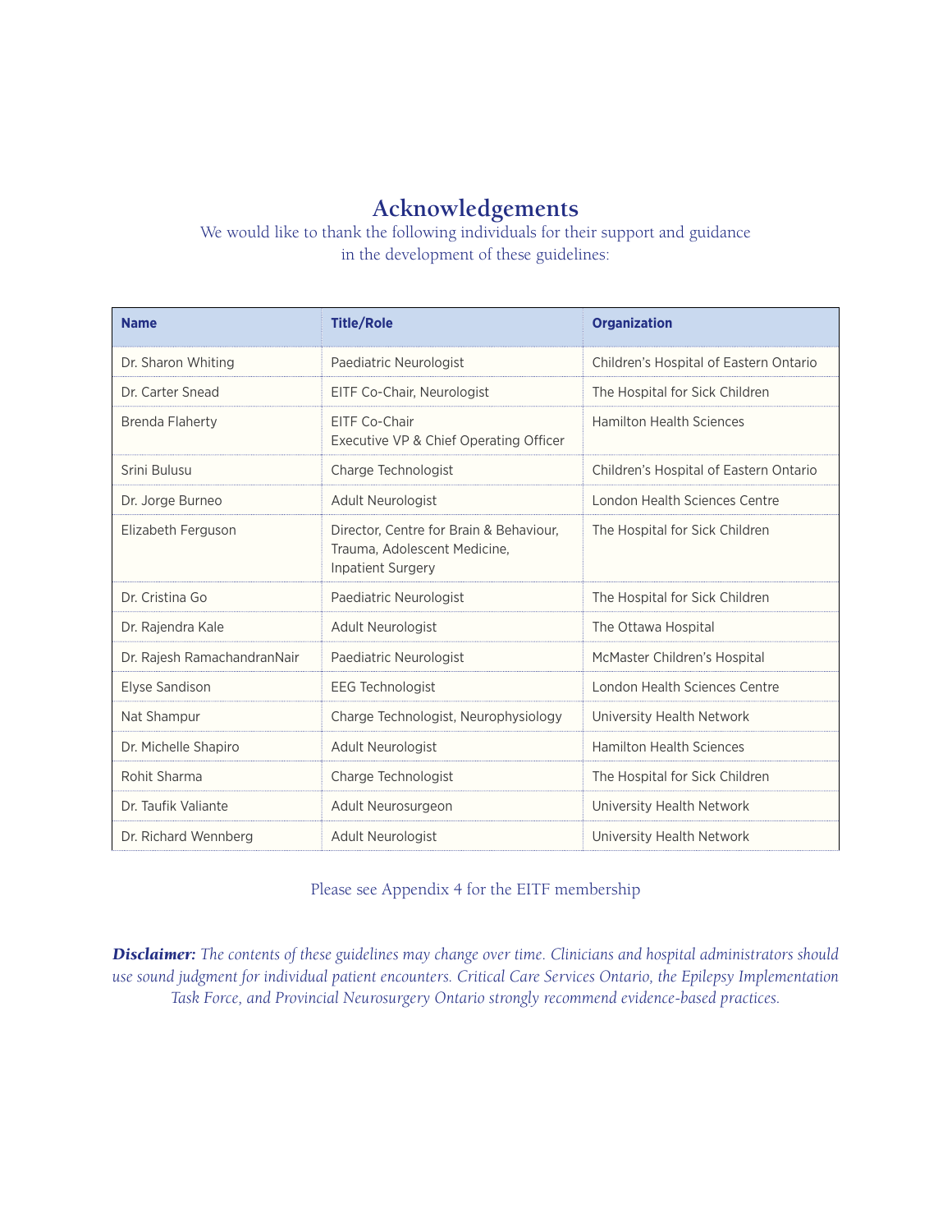# Acknowledgements

We would like to thank the following individuals for their support and guidance in the development of these guidelines:

| Name | Title/Role | Organization |
|---|---|---|
| Dr. Sharon Whiting | Paediatric Neurologist | Children's Hospital of Eastern Ontario |
| Dr. Carter Snead | EITF Co-Chair, Neurologist | The Hospital for Sick Children |
| Brenda Flaherty | EITF Co-Chair<br>Executive VP & Chief Operating Officer | Hamilton Health Sciences |
| Srini Bulusu | Charge Technologist | Children's Hospital of Eastern Ontario |
| Dr. Jorge Burneo | Adult Neurologist | London Health Sciences Centre |
| Elizabeth Ferguson | Director, Centre for Brain & Behaviour, Trauma, Adolescent Medicine, Inpatient Surgery | The Hospital for Sick Children |
| Dr. Cristina Go | Paediatric Neurologist | The Hospital for Sick Children |
| Dr. Rajendra Kale | Adult Neurologist | The Ottawa Hospital |
| Dr. Rajesh RamachandranNair | Paediatric Neurologist | McMaster Children's Hospital |
| Elyse Sandison | EEG Technologist | London Health Sciences Centre |
| Nat Shampur | Charge Technologist, Neurophysiology | University Health Network |
| Dr. Michelle Shapiro | Adult Neurologist | Hamilton Health Sciences |
| Rohit Sharma | Charge Technologist | The Hospital for Sick Children |
| Dr. Taufik Valiante | Adult Neurosurgeon | University Health Network |
| Dr. Richard Wennberg | Adult Neurologist | University Health Network |

Please see Appendix 4 for the EITF membership

***Disclaimer:*** *The contents of these guidelines may change over time. Clinicians and hospital administrators should use sound judgment for individual patient encounters. Critical Care Services Ontario, the Epilepsy Implementation Task Force, and Provincial Neurosurgery Ontario strongly recommend evidence-based practices.*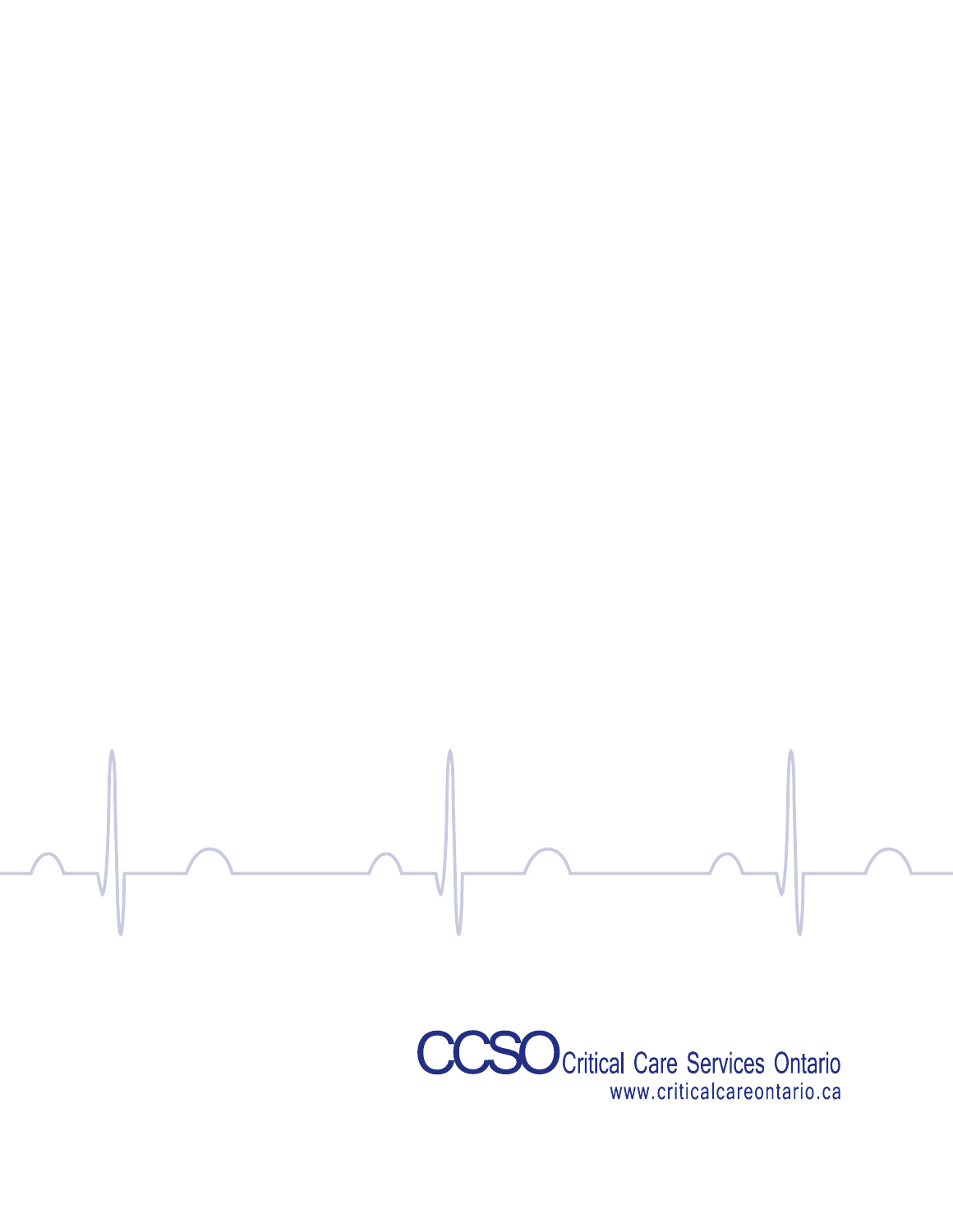CCSO Critical Care Services Ontario

www.criticalcareontario.ca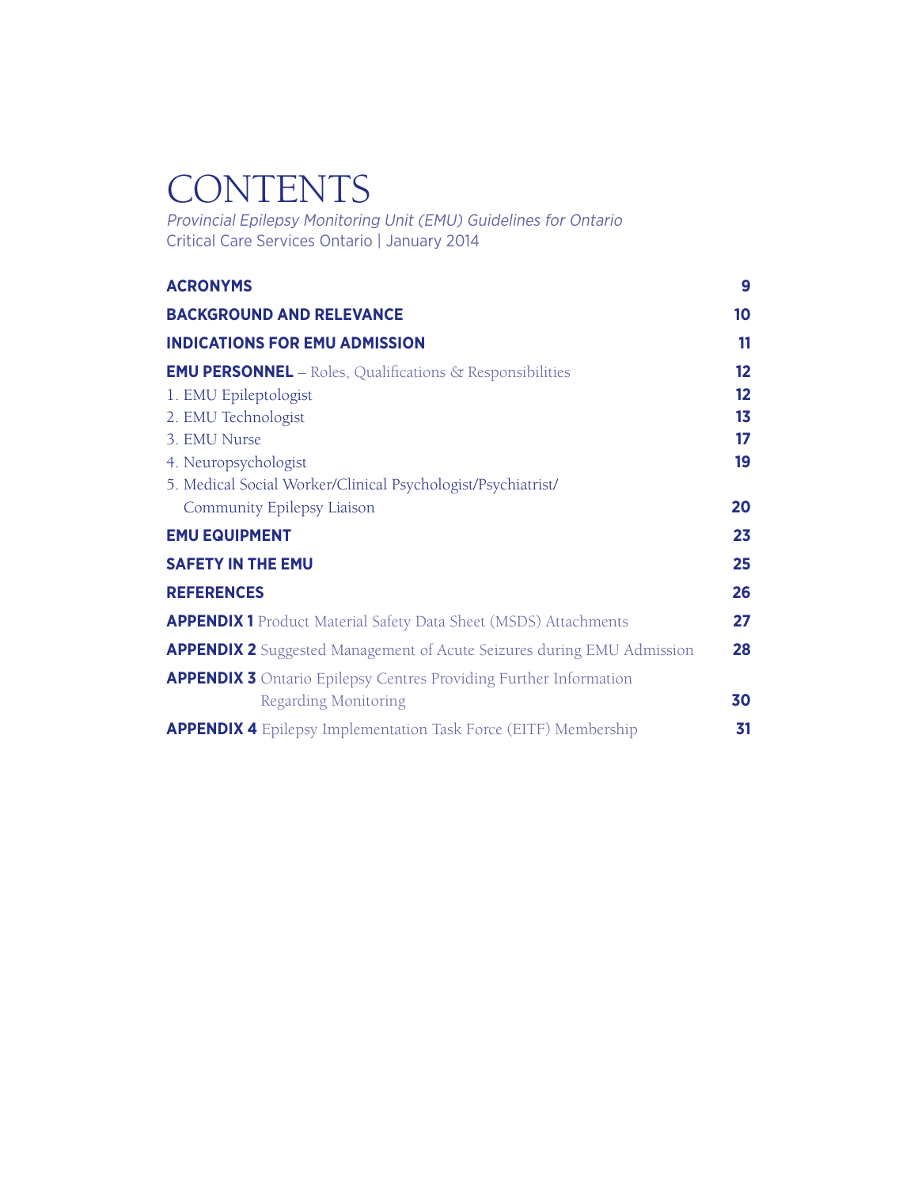# CONTENTS

*Provincial Epilepsy Monitoring Unit (EMU) Guidelines for Ontario*
Critical Care Services Ontario | January 2014

| | |
|---|---|
| **ACRONYMS** | **9** |
| **BACKGROUND AND RELEVANCE** | **10** |
| **INDICATIONS FOR EMU ADMISSION** | **11** |
| **EMU PERSONNEL** – Roles, Qualifications & Responsibilities | **12** |
| 1. EMU Epileptologist | **12** |
| 2. EMU Technologist | **13** |
| 3. EMU Nurse | **17** |
| 4. Neuropsychologist | **19** |
| 5. Medical Social Worker/Clinical Psychologist/Psychiatrist/ Community Epilepsy Liaison | **20** |
| **EMU EQUIPMENT** | **23** |
| **SAFETY IN THE EMU** | **25** |
| **REFERENCES** | **26** |
| **APPENDIX 1** Product Material Safety Data Sheet (MSDS) Attachments | **27** |
| **APPENDIX 2** Suggested Management of Acute Seizures during EMU Admission | **28** |
| **APPENDIX 3** Ontario Epilepsy Centres Providing Further Information Regarding Monitoring | **30** |
| **APPENDIX 4** Epilepsy Implementation Task Force (EITF) Membership | **31** |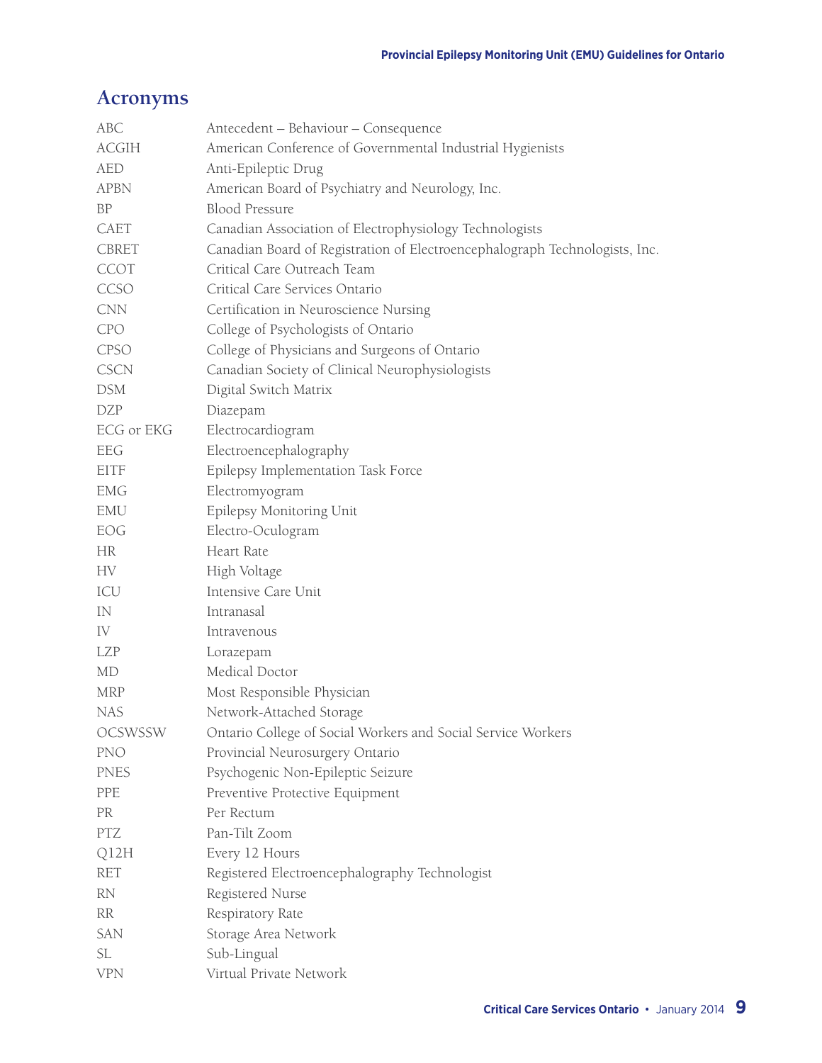## Acronyms

| | |
|---|---|
| ABC | Antecedent – Behaviour – Consequence |
| ACGIH | American Conference of Governmental Industrial Hygienists |
| AED | Anti-Epileptic Drug |
| APBN | American Board of Psychiatry and Neurology, Inc. |
| BP | Blood Pressure |
| CAET | Canadian Association of Electrophysiology Technologists |
| CBRET | Canadian Board of Registration of Electroencephalograph Technologists, Inc. |
| CCOT | Critical Care Outreach Team |
| CCSO | Critical Care Services Ontario |
| CNN | Certification in Neuroscience Nursing |
| CPO | College of Psychologists of Ontario |
| CPSO | College of Physicians and Surgeons of Ontario |
| CSCN | Canadian Society of Clinical Neurophysiologists |
| DSM | Digital Switch Matrix |
| DZP | Diazepam |
| ECG or EKG | Electrocardiogram |
| EEG | Electroencephalography |
| EITF | Epilepsy Implementation Task Force |
| EMG | Electromyogram |
| EMU | Epilepsy Monitoring Unit |
| EOG | Electro-Oculogram |
| HR | Heart Rate |
| HV | High Voltage |
| ICU | Intensive Care Unit |
| IN | Intranasal |
| IV | Intravenous |
| LZP | Lorazepam |
| MD | Medical Doctor |
| MRP | Most Responsible Physician |
| NAS | Network-Attached Storage |
| OCSWSSW | Ontario College of Social Workers and Social Service Workers |
| PNO | Provincial Neurosurgery Ontario |
| PNES | Psychogenic Non-Epileptic Seizure |
| PPE | Preventive Protective Equipment |
| PR | Per Rectum |
| PTZ | Pan-Tilt Zoom |
| Q12H | Every 12 Hours |
| RET | Registered Electroencephalography Technologist |
| RN | Registered Nurse |
| RR | Respiratory Rate |
| SAN | Storage Area Network |
| SL | Sub-Lingual |
| VPN | Virtual Private Network |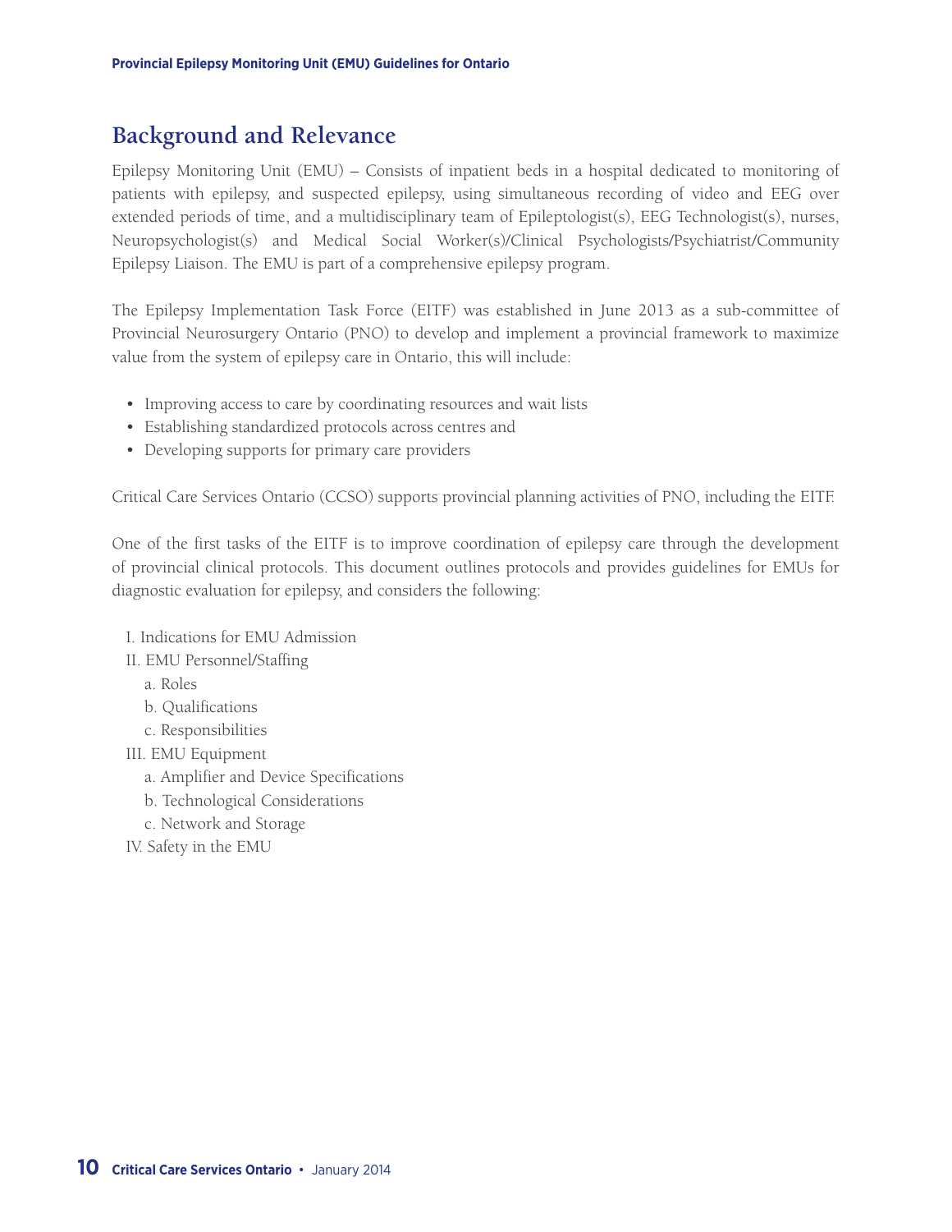## Background and Relevance

Epilepsy Monitoring Unit (EMU) – Consists of inpatient beds in a hospital dedicated to monitoring of patients with epilepsy, and suspected epilepsy, using simultaneous recording of video and EEG over extended periods of time, and a multidisciplinary team of Epileptologist(s), EEG Technologist(s), nurses, Neuropsychologist(s) and Medical Social Worker(s)/Clinical Psychologists/Psychiatrist/Community Epilepsy Liaison. The EMU is part of a comprehensive epilepsy program.

The Epilepsy Implementation Task Force (EITF) was established in June 2013 as a sub-committee of Provincial Neurosurgery Ontario (PNO) to develop and implement a provincial framework to maximize value from the system of epilepsy care in Ontario, this will include:

- Improving access to care by coordinating resources and wait lists
- Establishing standardized protocols across centres and
- Developing supports for primary care providers

Critical Care Services Ontario (CCSO) supports provincial planning activities of PNO, including the EITF.

One of the first tasks of the EITF is to improve coordination of epilepsy care through the development of provincial clinical protocols. This document outlines protocols and provides guidelines for EMUs for diagnostic evaluation for epilepsy, and considers the following:

I. Indications for EMU Admission
II. EMU Personnel/Staffing
  a. Roles
  b. Qualifications
  c. Responsibilities
III. EMU Equipment
  a. Amplifier and Device Specifications
  b. Technological Considerations
  c. Network and Storage
IV. Safety in the EMU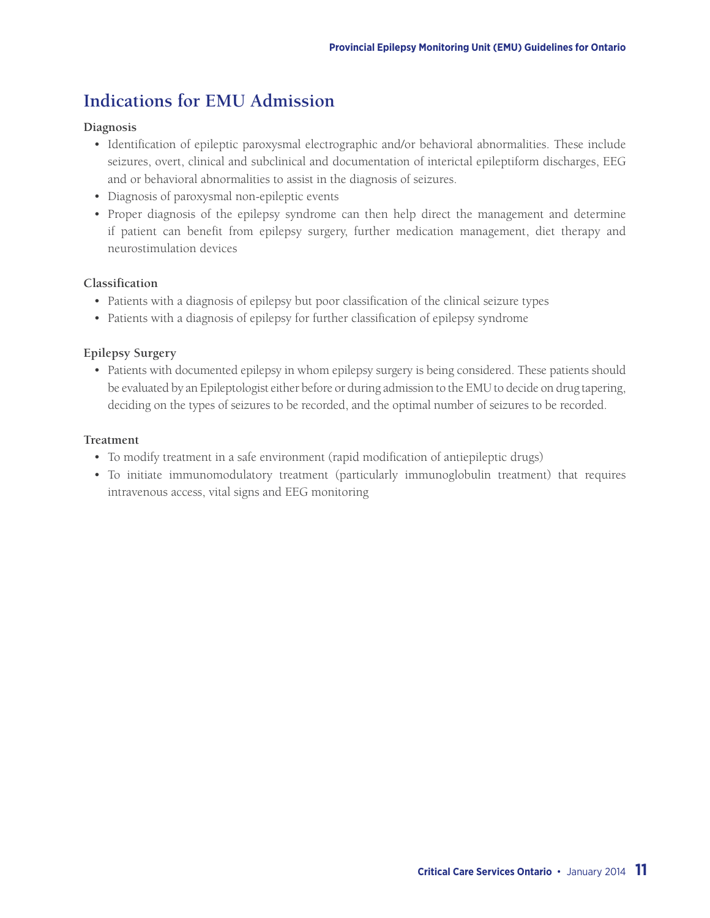## Indications for EMU Admission

### Diagnosis

- Identification of epileptic paroxysmal electrographic and/or behavioral abnormalities. These include seizures, overt, clinical and subclinical and documentation of interictal epileptiform discharges, EEG and or behavioral abnormalities to assist in the diagnosis of seizures.
- Diagnosis of paroxysmal non-epileptic events
- Proper diagnosis of the epilepsy syndrome can then help direct the management and determine if patient can benefit from epilepsy surgery, further medication management, diet therapy and neurostimulation devices

### Classification

- Patients with a diagnosis of epilepsy but poor classification of the clinical seizure types
- Patients with a diagnosis of epilepsy for further classification of epilepsy syndrome

### Epilepsy Surgery

- Patients with documented epilepsy in whom epilepsy surgery is being considered. These patients should be evaluated by an Epileptologist either before or during admission to the EMU to decide on drug tapering, deciding on the types of seizures to be recorded, and the optimal number of seizures to be recorded.

### Treatment

- To modify treatment in a safe environment (rapid modification of antiepileptic drugs)
- To initiate immunomodulatory treatment (particularly immunoglobulin treatment) that requires intravenous access, vital signs and EEG monitoring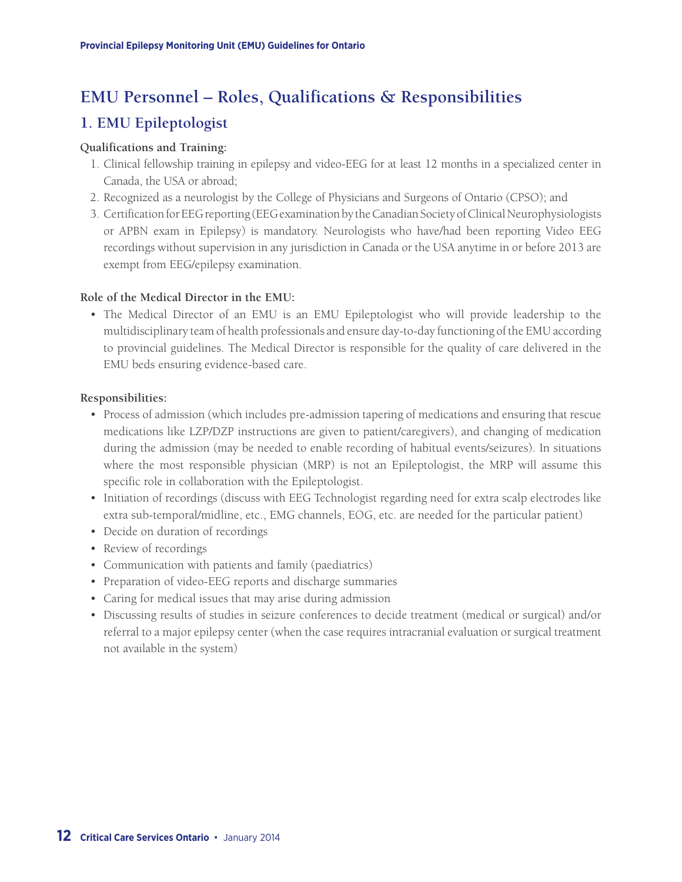## EMU Personnel – Roles, Qualifications & Responsibilities

### 1. EMU Epileptologist

**Qualifications and Training:**

1. Clinical fellowship training in epilepsy and video-EEG for at least 12 months in a specialized center in Canada, the USA or abroad;
2. Recognized as a neurologist by the College of Physicians and Surgeons of Ontario (CPSO); and
3. Certification for EEG reporting (EEG examination by the Canadian Society of Clinical Neurophysiologists or APBN exam in Epilepsy) is mandatory. Neurologists who have/had been reporting Video EEG recordings without supervision in any jurisdiction in Canada or the USA anytime in or before 2013 are exempt from EEG/epilepsy examination.

**Role of the Medical Director in the EMU:**

- The Medical Director of an EMU is an EMU Epileptologist who will provide leadership to the multidisciplinary team of health professionals and ensure day-to-day functioning of the EMU according to provincial guidelines. The Medical Director is responsible for the quality of care delivered in the EMU beds ensuring evidence-based care.

**Responsibilities:**

- Process of admission (which includes pre-admission tapering of medications and ensuring that rescue medications like LZP/DZP instructions are given to patient/caregivers), and changing of medication during the admission (may be needed to enable recording of habitual events/seizures). In situations where the most responsible physician (MRP) is not an Epileptologist, the MRP will assume this specific role in collaboration with the Epileptologist.
- Initiation of recordings (discuss with EEG Technologist regarding need for extra scalp electrodes like extra sub-temporal/midline, etc., EMG channels, EOG, etc. are needed for the particular patient)
- Decide on duration of recordings
- Review of recordings
- Communication with patients and family (paediatrics)
- Preparation of video-EEG reports and discharge summaries
- Caring for medical issues that may arise during admission
- Discussing results of studies in seizure conferences to decide treatment (medical or surgical) and/or referral to a major epilepsy center (when the case requires intracranial evaluation or surgical treatment not available in the system)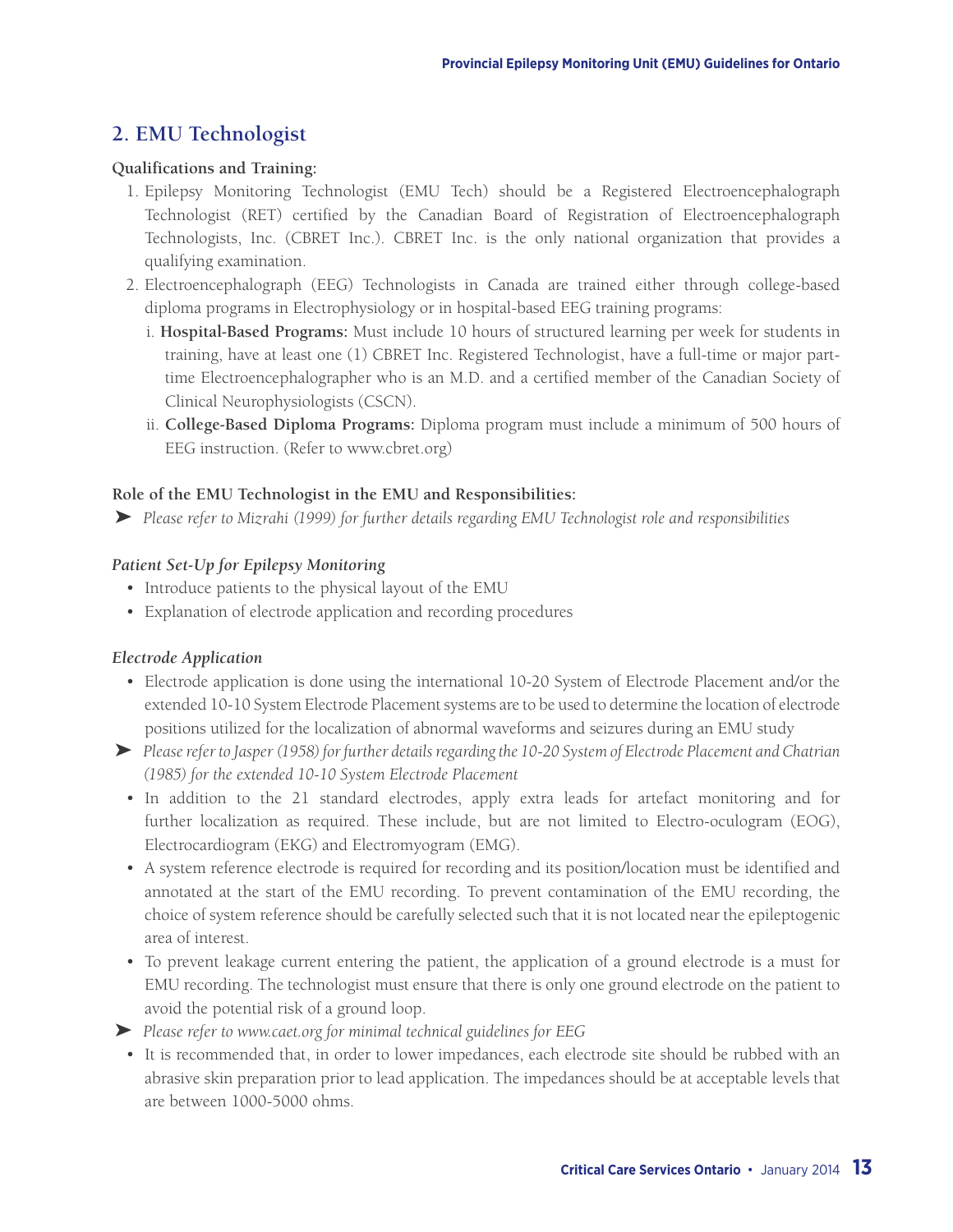## 2. EMU Technologist

**Qualifications and Training:**

1. Epilepsy Monitoring Technologist (EMU Tech) should be a Registered Electroencephalograph Technologist (RET) certified by the Canadian Board of Registration of Electroencephalograph Technologists, Inc. (CBRET Inc.). CBRET Inc. is the only national organization that provides a qualifying examination.
2. Electroencephalograph (EEG) Technologists in Canada are trained either through college-based diploma programs in Electrophysiology or in hospital-based EEG training programs:
   i. **Hospital-Based Programs:** Must include 10 hours of structured learning per week for students in training, have at least one (1) CBRET Inc. Registered Technologist, have a full-time or major part-time Electroencephalographer who is an M.D. and a certified member of the Canadian Society of Clinical Neurophysiologists (CSCN).
   ii. **College-Based Diploma Programs:** Diploma program must include a minimum of 500 hours of EEG instruction. (Refer to www.cbret.org)

**Role of the EMU Technologist in the EMU and Responsibilities:**

➤ *Please refer to Mizrahi (1999) for further details regarding EMU Technologist role and responsibilities*

***Patient Set-Up for Epilepsy Monitoring***

- Introduce patients to the physical layout of the EMU
- Explanation of electrode application and recording procedures

***Electrode Application***

- Electrode application is done using the international 10-20 System of Electrode Placement and/or the extended 10-10 System Electrode Placement systems are to be used to determine the location of electrode positions utilized for the localization of abnormal waveforms and seizures during an EMU study

➤ *Please refer to Jasper (1958) for further details regarding the 10-20 System of Electrode Placement and Chatrian (1985) for the extended 10-10 System Electrode Placement*

- In addition to the 21 standard electrodes, apply extra leads for artefact monitoring and for further localization as required. These include, but are not limited to Electro-oculogram (EOG), Electrocardiogram (EKG) and Electromyogram (EMG).
- A system reference electrode is required for recording and its position/location must be identified and annotated at the start of the EMU recording. To prevent contamination of the EMU recording, the choice of system reference should be carefully selected such that it is not located near the epileptogenic area of interest.
- To prevent leakage current entering the patient, the application of a ground electrode is a must for EMU recording. The technologist must ensure that there is only one ground electrode on the patient to avoid the potential risk of a ground loop.

➤ *Please refer to www.caet.org for minimal technical guidelines for EEG*

- It is recommended that, in order to lower impedances, each electrode site should be rubbed with an abrasive skin preparation prior to lead application. The impedances should be at acceptable levels that are between 1000-5000 ohms.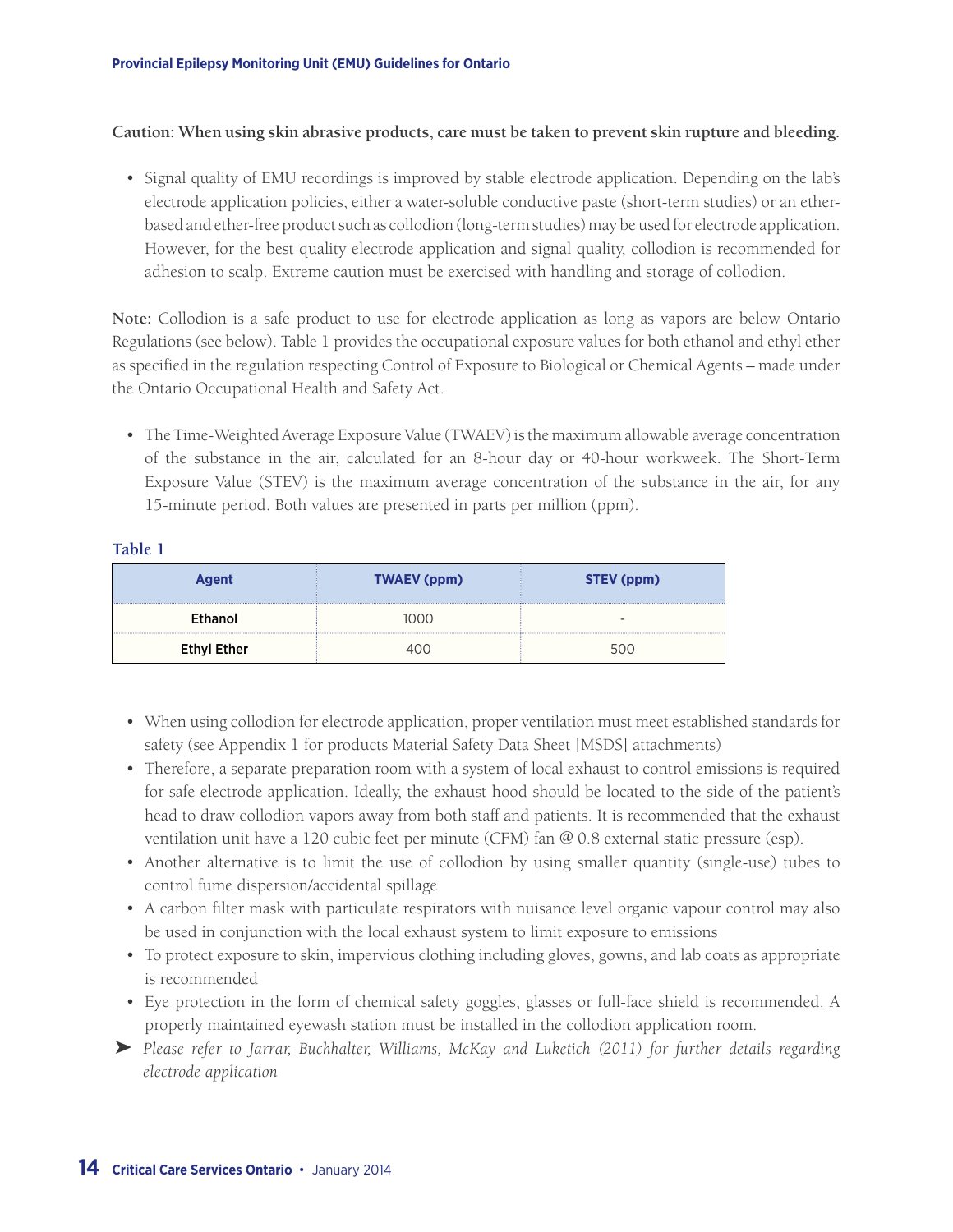**Caution: When using skin abrasive products, care must be taken to prevent skin rupture and bleeding.**

- Signal quality of EMU recordings is improved by stable electrode application. Depending on the lab's electrode application policies, either a water-soluble conductive paste (short-term studies) or an ether-based and ether-free product such as collodion (long-term studies) may be used for electrode application. However, for the best quality electrode application and signal quality, collodion is recommended for adhesion to scalp. Extreme caution must be exercised with handling and storage of collodion.

**Note:** Collodion is a safe product to use for electrode application as long as vapors are below Ontario Regulations (see below). Table 1 provides the occupational exposure values for both ethanol and ethyl ether as specified in the regulation respecting Control of Exposure to Biological or Chemical Agents – made under the Ontario Occupational Health and Safety Act.

- The Time-Weighted Average Exposure Value (TWAEV) is the maximum allowable average concentration of the substance in the air, calculated for an 8-hour day or 40-hour workweek. The Short-Term Exposure Value (STEV) is the maximum average concentration of the substance in the air, for any 15-minute period. Both values are presented in parts per million (ppm).

**Table 1**

| Agent | TWAEV (ppm) | STEV (ppm) |
|---|---|---|
| **Ethanol** | 1000 | - |
| **Ethyl Ether** | 400 | 500 |

- When using collodion for electrode application, proper ventilation must meet established standards for safety (see Appendix 1 for products Material Safety Data Sheet [MSDS] attachments)
- Therefore, a separate preparation room with a system of local exhaust to control emissions is required for safe electrode application. Ideally, the exhaust hood should be located to the side of the patient's head to draw collodion vapors away from both staff and patients. It is recommended that the exhaust ventilation unit have a 120 cubic feet per minute (CFM) fan @ 0.8 external static pressure (esp).
- Another alternative is to limit the use of collodion by using smaller quantity (single-use) tubes to control fume dispersion/accidental spillage
- A carbon filter mask with particulate respirators with nuisance level organic vapour control may also be used in conjunction with the local exhaust system to limit exposure to emissions
- To protect exposure to skin, impervious clothing including gloves, gowns, and lab coats as appropriate is recommended
- Eye protection in the form of chemical safety goggles, glasses or full-face shield is recommended. A properly maintained eyewash station must be installed in the collodion application room.

➤ *Please refer to Jarrar, Buchhalter, Williams, McKay and Luketich (2011) for further details regarding electrode application*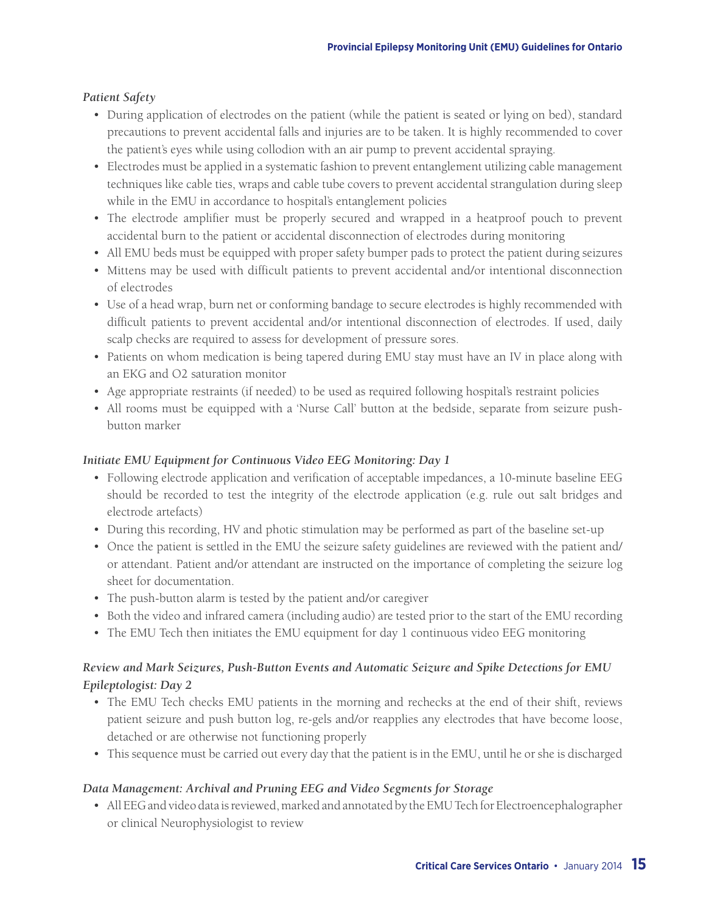*Patient Safety*

- During application of electrodes on the patient (while the patient is seated or lying on bed), standard precautions to prevent accidental falls and injuries are to be taken. It is highly recommended to cover the patient's eyes while using collodion with an air pump to prevent accidental spraying.
- Electrodes must be applied in a systematic fashion to prevent entanglement utilizing cable management techniques like cable ties, wraps and cable tube covers to prevent accidental strangulation during sleep while in the EMU in accordance to hospital's entanglement policies
- The electrode amplifier must be properly secured and wrapped in a heatproof pouch to prevent accidental burn to the patient or accidental disconnection of electrodes during monitoring
- All EMU beds must be equipped with proper safety bumper pads to protect the patient during seizures
- Mittens may be used with difficult patients to prevent accidental and/or intentional disconnection of electrodes
- Use of a head wrap, burn net or conforming bandage to secure electrodes is highly recommended with difficult patients to prevent accidental and/or intentional disconnection of electrodes. If used, daily scalp checks are required to assess for development of pressure sores.
- Patients on whom medication is being tapered during EMU stay must have an IV in place along with an EKG and O2 saturation monitor
- Age appropriate restraints (if needed) to be used as required following hospital's restraint policies
- All rooms must be equipped with a 'Nurse Call' button at the bedside, separate from seizure push-button marker

*Initiate EMU Equipment for Continuous Video EEG Monitoring: Day 1*

- Following electrode application and verification of acceptable impedances, a 10-minute baseline EEG should be recorded to test the integrity of the electrode application (e.g. rule out salt bridges and electrode artefacts)
- During this recording, HV and photic stimulation may be performed as part of the baseline set-up
- Once the patient is settled in the EMU the seizure safety guidelines are reviewed with the patient and/or attendant. Patient and/or attendant are instructed on the importance of completing the seizure log sheet for documentation.
- The push-button alarm is tested by the patient and/or caregiver
- Both the video and infrared camera (including audio) are tested prior to the start of the EMU recording
- The EMU Tech then initiates the EMU equipment for day 1 continuous video EEG monitoring

*Review and Mark Seizures, Push-Button Events and Automatic Seizure and Spike Detections for EMU Epileptologist: Day 2*

- The EMU Tech checks EMU patients in the morning and rechecks at the end of their shift, reviews patient seizure and push button log, re-gels and/or reapplies any electrodes that have become loose, detached or are otherwise not functioning properly
- This sequence must be carried out every day that the patient is in the EMU, until he or she is discharged

*Data Management: Archival and Pruning EEG and Video Segments for Storage*

- All EEG and video data is reviewed, marked and annotated by the EMU Tech for Electroencephalographer or clinical Neurophysiologist to review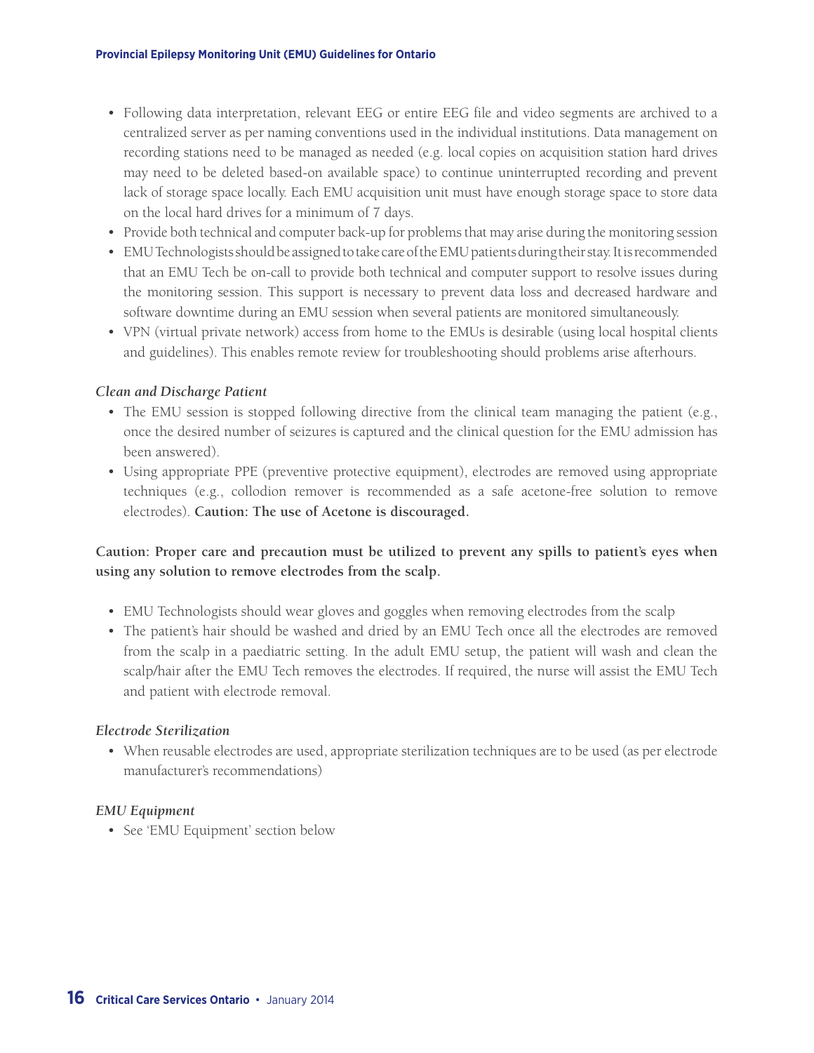- Following data interpretation, relevant EEG or entire EEG file and video segments are archived to a centralized server as per naming conventions used in the individual institutions. Data management on recording stations need to be managed as needed (e.g. local copies on acquisition station hard drives may need to be deleted based-on available space) to continue uninterrupted recording and prevent lack of storage space locally. Each EMU acquisition unit must have enough storage space to store data on the local hard drives for a minimum of 7 days.
- Provide both technical and computer back-up for problems that may arise during the monitoring session
- EMU Technologists should be assigned to take care of the EMU patients during their stay. It is recommended that an EMU Tech be on-call to provide both technical and computer support to resolve issues during the monitoring session. This support is necessary to prevent data loss and decreased hardware and software downtime during an EMU session when several patients are monitored simultaneously.
- VPN (virtual private network) access from home to the EMUs is desirable (using local hospital clients and guidelines). This enables remote review for troubleshooting should problems arise afterhours.

*Clean and Discharge Patient*

- The EMU session is stopped following directive from the clinical team managing the patient (e.g., once the desired number of seizures is captured and the clinical question for the EMU admission has been answered).
- Using appropriate PPE (preventive protective equipment), electrodes are removed using appropriate techniques (e.g., collodion remover is recommended as a safe acetone-free solution to remove electrodes). **Caution: The use of Acetone is discouraged.**

**Caution: Proper care and precaution must be utilized to prevent any spills to patient's eyes when using any solution to remove electrodes from the scalp.**

- EMU Technologists should wear gloves and goggles when removing electrodes from the scalp
- The patient's hair should be washed and dried by an EMU Tech once all the electrodes are removed from the scalp in a paediatric setting. In the adult EMU setup, the patient will wash and clean the scalp/hair after the EMU Tech removes the electrodes. If required, the nurse will assist the EMU Tech and patient with electrode removal.

*Electrode Sterilization*

- When reusable electrodes are used, appropriate sterilization techniques are to be used (as per electrode manufacturer's recommendations)

*EMU Equipment*

- See 'EMU Equipment' section below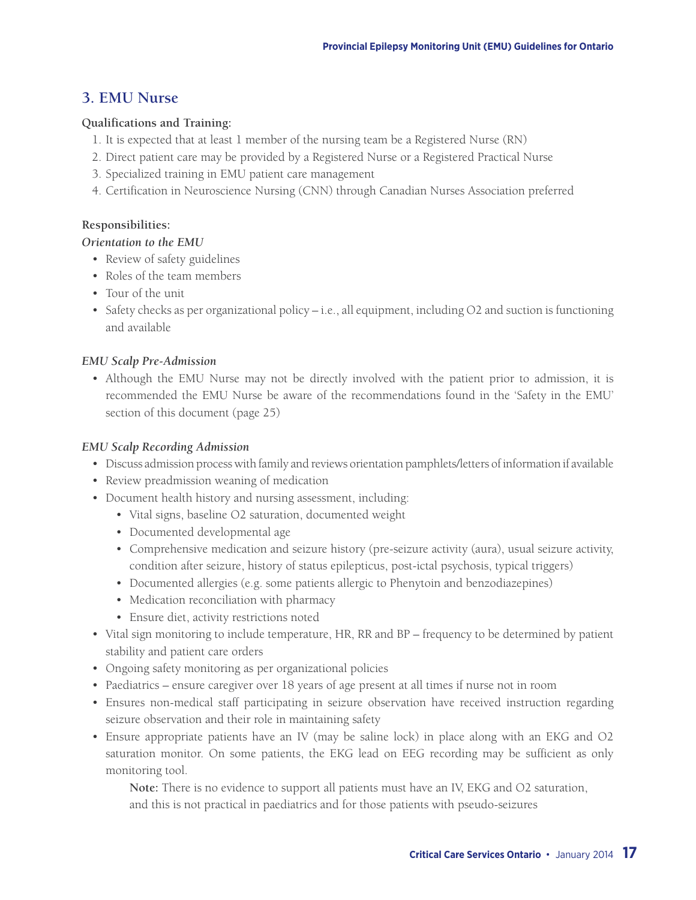## 3. EMU Nurse

**Qualifications and Training:**

1. It is expected that at least 1 member of the nursing team be a Registered Nurse (RN)
2. Direct patient care may be provided by a Registered Nurse or a Registered Practical Nurse
3. Specialized training in EMU patient care management
4. Certification in Neuroscience Nursing (CNN) through Canadian Nurses Association preferred

**Responsibilities:**

***Orientation to the EMU***

- Review of safety guidelines
- Roles of the team members
- Tour of the unit
- Safety checks as per organizational policy – i.e., all equipment, including O2 and suction is functioning and available

***EMU Scalp Pre-Admission***

- Although the EMU Nurse may not be directly involved with the patient prior to admission, it is recommended the EMU Nurse be aware of the recommendations found in the 'Safety in the EMU' section of this document (page 25)

***EMU Scalp Recording Admission***

- Discuss admission process with family and reviews orientation pamphlets/letters of information if available
- Review preadmission weaning of medication
- Document health history and nursing assessment, including:
  - Vital signs, baseline O2 saturation, documented weight
  - Documented developmental age
  - Comprehensive medication and seizure history (pre-seizure activity (aura), usual seizure activity, condition after seizure, history of status epilepticus, post-ictal psychosis, typical triggers)
  - Documented allergies (e.g. some patients allergic to Phenytoin and benzodiazepines)
  - Medication reconciliation with pharmacy
  - Ensure diet, activity restrictions noted
- Vital sign monitoring to include temperature, HR, RR and BP – frequency to be determined by patient stability and patient care orders
- Ongoing safety monitoring as per organizational policies
- Paediatrics – ensure caregiver over 18 years of age present at all times if nurse not in room
- Ensures non-medical staff participating in seizure observation have received instruction regarding seizure observation and their role in maintaining safety
- Ensure appropriate patients have an IV (may be saline lock) in place along with an EKG and O2 saturation monitor. On some patients, the EKG lead on EEG recording may be sufficient as only monitoring tool.

  **Note:** There is no evidence to support all patients must have an IV, EKG and O2 saturation, and this is not practical in paediatrics and for those patients with pseudo-seizures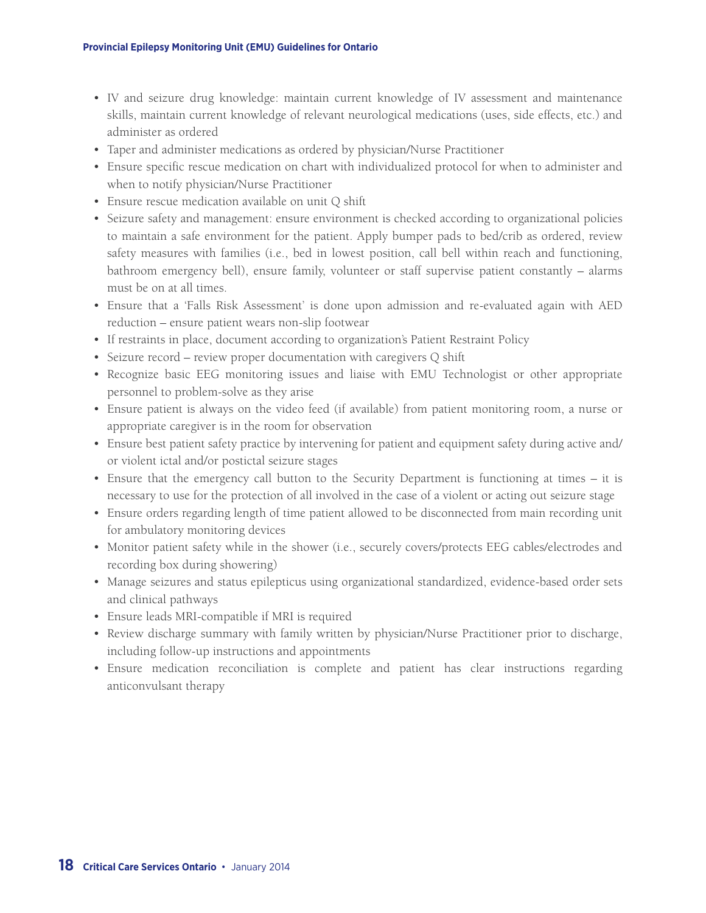- IV and seizure drug knowledge: maintain current knowledge of IV assessment and maintenance skills, maintain current knowledge of relevant neurological medications (uses, side effects, etc.) and administer as ordered
- Taper and administer medications as ordered by physician/Nurse Practitioner
- Ensure specific rescue medication on chart with individualized protocol for when to administer and when to notify physician/Nurse Practitioner
- Ensure rescue medication available on unit Q shift
- Seizure safety and management: ensure environment is checked according to organizational policies to maintain a safe environment for the patient. Apply bumper pads to bed/crib as ordered, review safety measures with families (i.e., bed in lowest position, call bell within reach and functioning, bathroom emergency bell), ensure family, volunteer or staff supervise patient constantly – alarms must be on at all times.
- Ensure that a 'Falls Risk Assessment' is done upon admission and re-evaluated again with AED reduction – ensure patient wears non-slip footwear
- If restraints in place, document according to organization's Patient Restraint Policy
- Seizure record – review proper documentation with caregivers Q shift
- Recognize basic EEG monitoring issues and liaise with EMU Technologist or other appropriate personnel to problem-solve as they arise
- Ensure patient is always on the video feed (if available) from patient monitoring room, a nurse or appropriate caregiver is in the room for observation
- Ensure best patient safety practice by intervening for patient and equipment safety during active and/or violent ictal and/or postictal seizure stages
- Ensure that the emergency call button to the Security Department is functioning at times – it is necessary to use for the protection of all involved in the case of a violent or acting out seizure stage
- Ensure orders regarding length of time patient allowed to be disconnected from main recording unit for ambulatory monitoring devices
- Monitor patient safety while in the shower (i.e., securely covers/protects EEG cables/electrodes and recording box during showering)
- Manage seizures and status epilepticus using organizational standardized, evidence-based order sets and clinical pathways
- Ensure leads MRI-compatible if MRI is required
- Review discharge summary with family written by physician/Nurse Practitioner prior to discharge, including follow-up instructions and appointments
- Ensure medication reconciliation is complete and patient has clear instructions regarding anticonvulsant therapy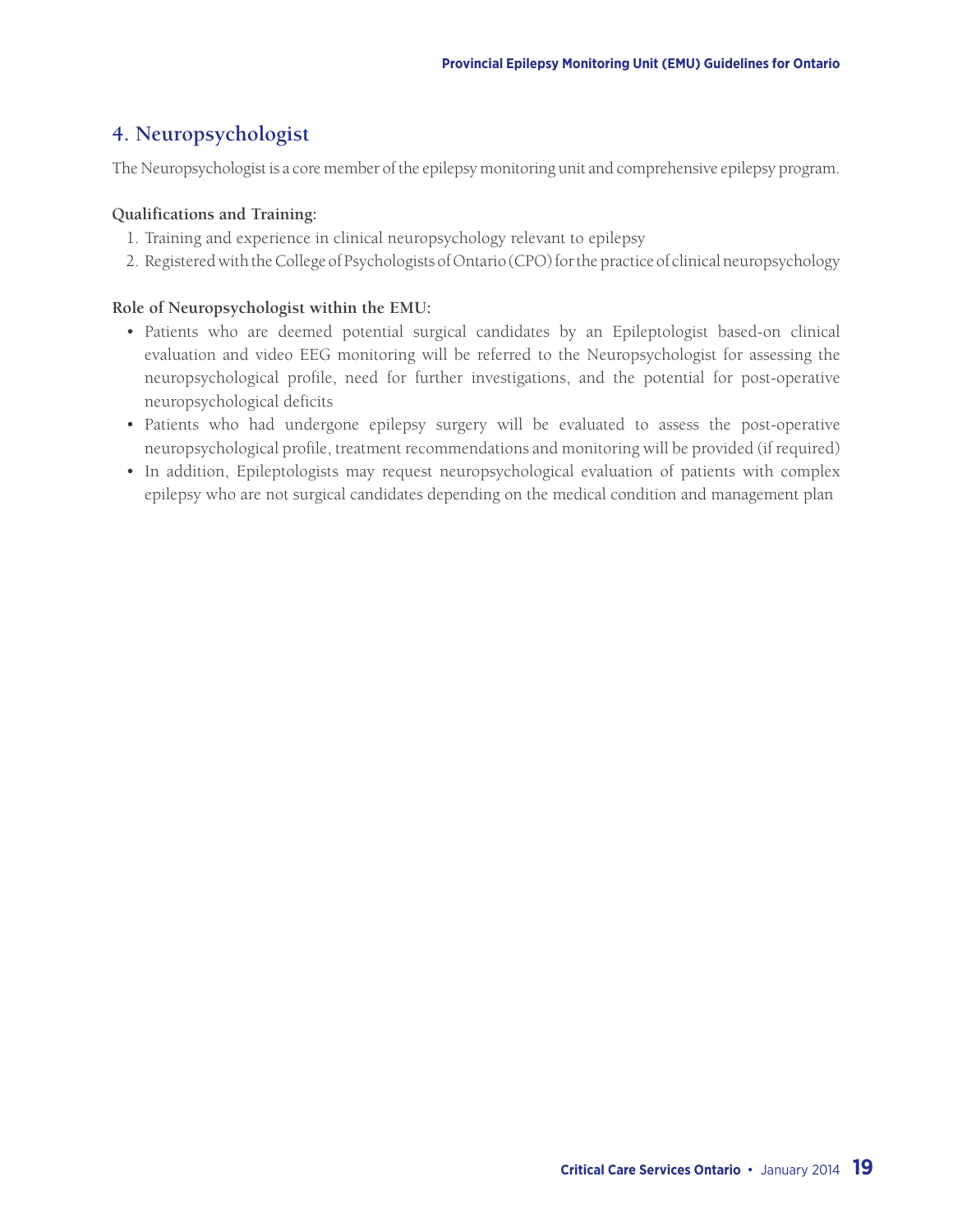## 4. Neuropsychologist

The Neuropsychologist is a core member of the epilepsy monitoring unit and comprehensive epilepsy program.

**Qualifications and Training:**

1. Training and experience in clinical neuropsychology relevant to epilepsy
2. Registered with the College of Psychologists of Ontario (CPO) for the practice of clinical neuropsychology

**Role of Neuropsychologist within the EMU:**

- Patients who are deemed potential surgical candidates by an Epileptologist based-on clinical evaluation and video EEG monitoring will be referred to the Neuropsychologist for assessing the neuropsychological profile, need for further investigations, and the potential for post-operative neuropsychological deficits
- Patients who had undergone epilepsy surgery will be evaluated to assess the post-operative neuropsychological profile, treatment recommendations and monitoring will be provided (if required)
- In addition, Epileptologists may request neuropsychological evaluation of patients with complex epilepsy who are not surgical candidates depending on the medical condition and management plan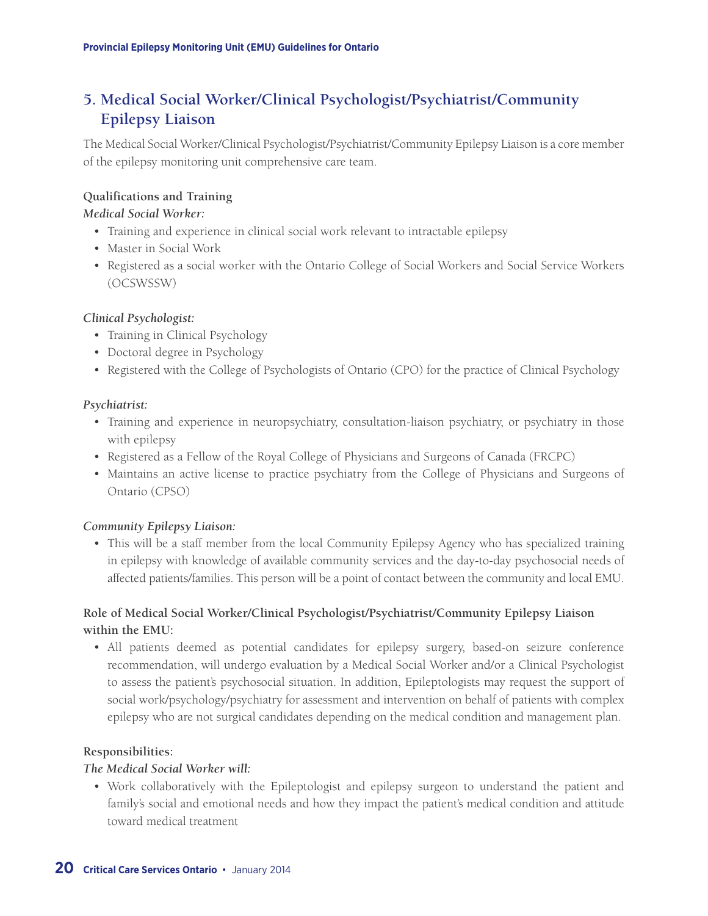## 5. Medical Social Worker/Clinical Psychologist/Psychiatrist/Community Epilepsy Liaison

The Medical Social Worker/Clinical Psychologist/Psychiatrist/Community Epilepsy Liaison is a core member of the epilepsy monitoring unit comprehensive care team.

**Qualifications and Training**

***Medical Social Worker:***

- Training and experience in clinical social work relevant to intractable epilepsy
- Master in Social Work
- Registered as a social worker with the Ontario College of Social Workers and Social Service Workers (OCSWSSW)

***Clinical Psychologist:***

- Training in Clinical Psychology
- Doctoral degree in Psychology
- Registered with the College of Psychologists of Ontario (CPO) for the practice of Clinical Psychology

***Psychiatrist:***

- Training and experience in neuropsychiatry, consultation-liaison psychiatry, or psychiatry in those with epilepsy
- Registered as a Fellow of the Royal College of Physicians and Surgeons of Canada (FRCPC)
- Maintains an active license to practice psychiatry from the College of Physicians and Surgeons of Ontario (CPSO)

***Community Epilepsy Liaison:***

- This will be a staff member from the local Community Epilepsy Agency who has specialized training in epilepsy with knowledge of available community services and the day-to-day psychosocial needs of affected patients/families. This person will be a point of contact between the community and local EMU.

**Role of Medical Social Worker/Clinical Psychologist/Psychiatrist/Community Epilepsy Liaison within the EMU:**

- All patients deemed as potential candidates for epilepsy surgery, based-on seizure conference recommendation, will undergo evaluation by a Medical Social Worker and/or a Clinical Psychologist to assess the patient's psychosocial situation. In addition, Epileptologists may request the support of social work/psychology/psychiatry for assessment and intervention on behalf of patients with complex epilepsy who are not surgical candidates depending on the medical condition and management plan.

**Responsibilities:**

***The Medical Social Worker will:***

- Work collaboratively with the Epileptologist and epilepsy surgeon to understand the patient and family's social and emotional needs and how they impact the patient's medical condition and attitude toward medical treatment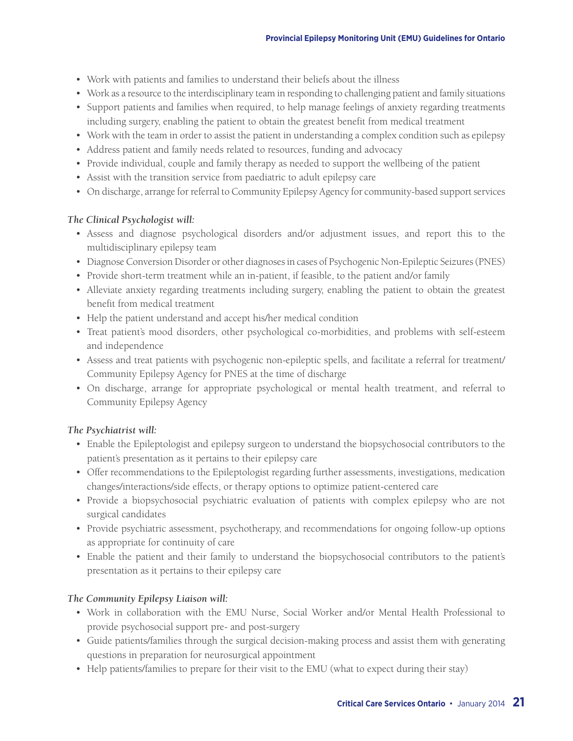- Work with patients and families to understand their beliefs about the illness
- Work as a resource to the interdisciplinary team in responding to challenging patient and family situations
- Support patients and families when required, to help manage feelings of anxiety regarding treatments including surgery, enabling the patient to obtain the greatest benefit from medical treatment
- Work with the team in order to assist the patient in understanding a complex condition such as epilepsy
- Address patient and family needs related to resources, funding and advocacy
- Provide individual, couple and family therapy as needed to support the wellbeing of the patient
- Assist with the transition service from paediatric to adult epilepsy care
- On discharge, arrange for referral to Community Epilepsy Agency for community-based support services

*The Clinical Psychologist will:*

- Assess and diagnose psychological disorders and/or adjustment issues, and report this to the multidisciplinary epilepsy team
- Diagnose Conversion Disorder or other diagnoses in cases of Psychogenic Non-Epileptic Seizures (PNES)
- Provide short-term treatment while an in-patient, if feasible, to the patient and/or family
- Alleviate anxiety regarding treatments including surgery, enabling the patient to obtain the greatest benefit from medical treatment
- Help the patient understand and accept his/her medical condition
- Treat patient's mood disorders, other psychological co-morbidities, and problems with self-esteem and independence
- Assess and treat patients with psychogenic non-epileptic spells, and facilitate a referral for treatment/ Community Epilepsy Agency for PNES at the time of discharge
- On discharge, arrange for appropriate psychological or mental health treatment, and referral to Community Epilepsy Agency

*The Psychiatrist will:*

- Enable the Epileptologist and epilepsy surgeon to understand the biopsychosocial contributors to the patient's presentation as it pertains to their epilepsy care
- Offer recommendations to the Epileptologist regarding further assessments, investigations, medication changes/interactions/side effects, or therapy options to optimize patient-centered care
- Provide a biopsychosocial psychiatric evaluation of patients with complex epilepsy who are not surgical candidates
- Provide psychiatric assessment, psychotherapy, and recommendations for ongoing follow-up options as appropriate for continuity of care
- Enable the patient and their family to understand the biopsychosocial contributors to the patient's presentation as it pertains to their epilepsy care

*The Community Epilepsy Liaison will:*

- Work in collaboration with the EMU Nurse, Social Worker and/or Mental Health Professional to provide psychosocial support pre- and post-surgery
- Guide patients/families through the surgical decision-making process and assist them with generating questions in preparation for neurosurgical appointment
- Help patients/families to prepare for their visit to the EMU (what to expect during their stay)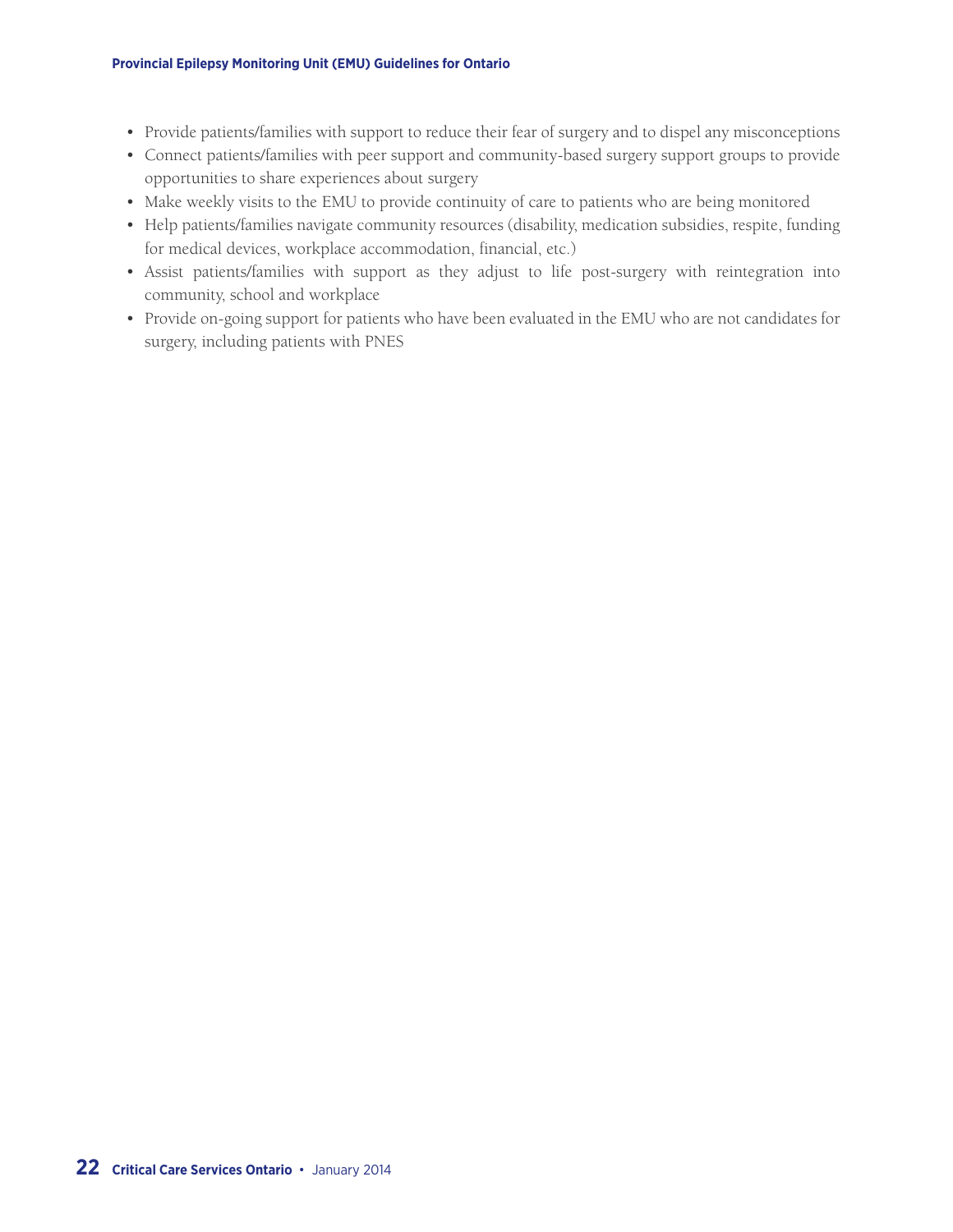- Provide patients/families with support to reduce their fear of surgery and to dispel any misconceptions
- Connect patients/families with peer support and community-based surgery support groups to provide opportunities to share experiences about surgery
- Make weekly visits to the EMU to provide continuity of care to patients who are being monitored
- Help patients/families navigate community resources (disability, medication subsidies, respite, funding for medical devices, workplace accommodation, financial, etc.)
- Assist patients/families with support as they adjust to life post-surgery with reintegration into community, school and workplace
- Provide on-going support for patients who have been evaluated in the EMU who are not candidates for surgery, including patients with PNES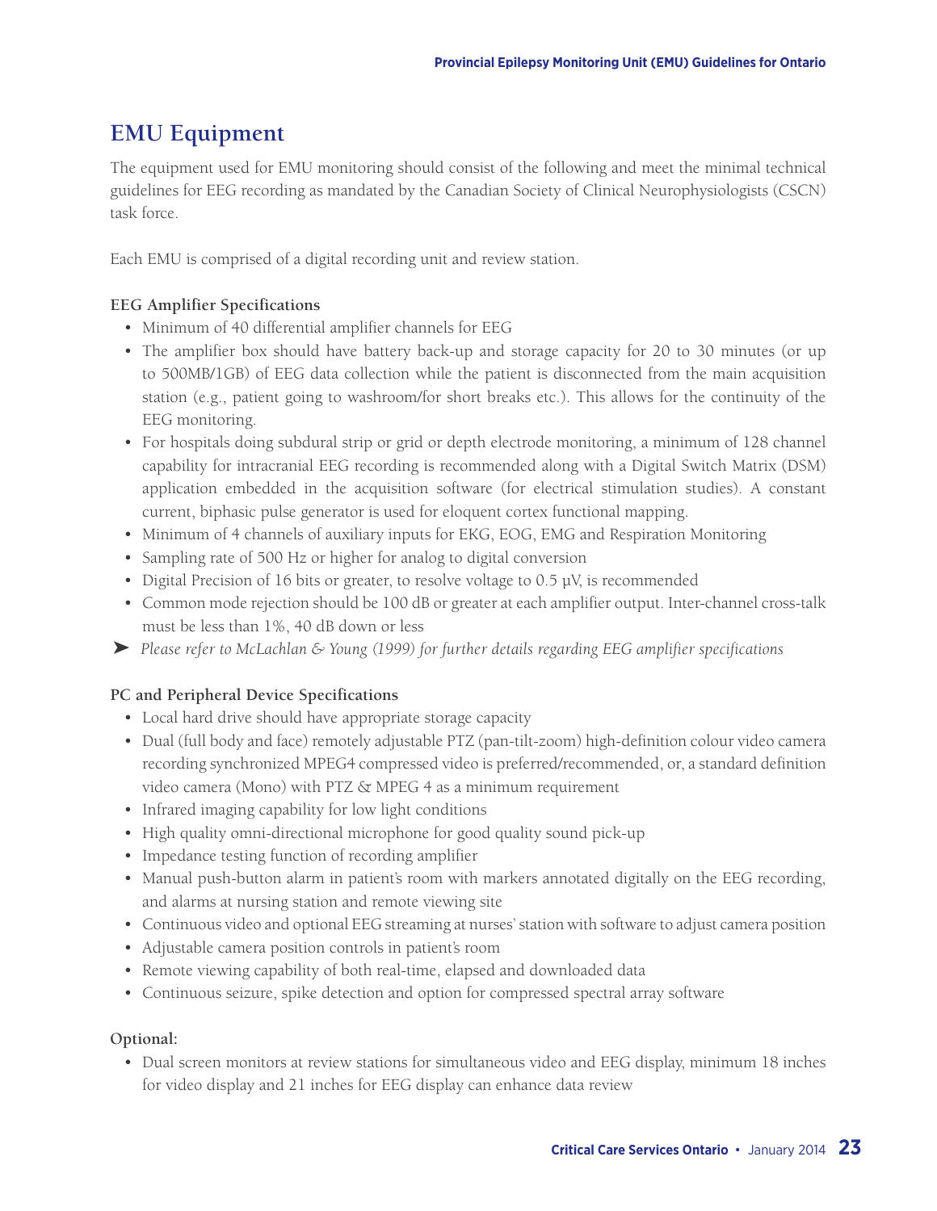## EMU Equipment

The equipment used for EMU monitoring should consist of the following and meet the minimal technical guidelines for EEG recording as mandated by the Canadian Society of Clinical Neurophysiologists (CSCN) task force.

Each EMU is comprised of a digital recording unit and review station.

**EEG Amplifier Specifications**

- Minimum of 40 differential amplifier channels for EEG
- The amplifier box should have battery back-up and storage capacity for 20 to 30 minutes (or up to 500MB/1GB) of EEG data collection while the patient is disconnected from the main acquisition station (e.g., patient going to washroom/for short breaks etc.). This allows for the continuity of the EEG monitoring.
- For hospitals doing subdural strip or grid or depth electrode monitoring, a minimum of 128 channel capability for intracranial EEG recording is recommended along with a Digital Switch Matrix (DSM) application embedded in the acquisition software (for electrical stimulation studies). A constant current, biphasic pulse generator is used for eloquent cortex functional mapping.
- Minimum of 4 channels of auxiliary inputs for EKG, EOG, EMG and Respiration Monitoring
- Sampling rate of 500 Hz or higher for analog to digital conversion
- Digital Precision of 16 bits or greater, to resolve voltage to 0.5 µV, is recommended
- Common mode rejection should be 100 dB or greater at each amplifier output. Inter-channel cross-talk must be less than 1%, 40 dB down or less

➤ *Please refer to McLachlan & Young (1999) for further details regarding EEG amplifier specifications*

**PC and Peripheral Device Specifications**

- Local hard drive should have appropriate storage capacity
- Dual (full body and face) remotely adjustable PTZ (pan-tilt-zoom) high-definition colour video camera recording synchronized MPEG4 compressed video is preferred/recommended, or, a standard definition video camera (Mono) with PTZ & MPEG 4 as a minimum requirement
- Infrared imaging capability for low light conditions
- High quality omni-directional microphone for good quality sound pick-up
- Impedance testing function of recording amplifier
- Manual push-button alarm in patient's room with markers annotated digitally on the EEG recording, and alarms at nursing station and remote viewing site
- Continuous video and optional EEG streaming at nurses' station with software to adjust camera position
- Adjustable camera position controls in patient's room
- Remote viewing capability of both real-time, elapsed and downloaded data
- Continuous seizure, spike detection and option for compressed spectral array software

**Optional:**

- Dual screen monitors at review stations for simultaneous video and EEG display, minimum 18 inches for video display and 21 inches for EEG display can enhance data review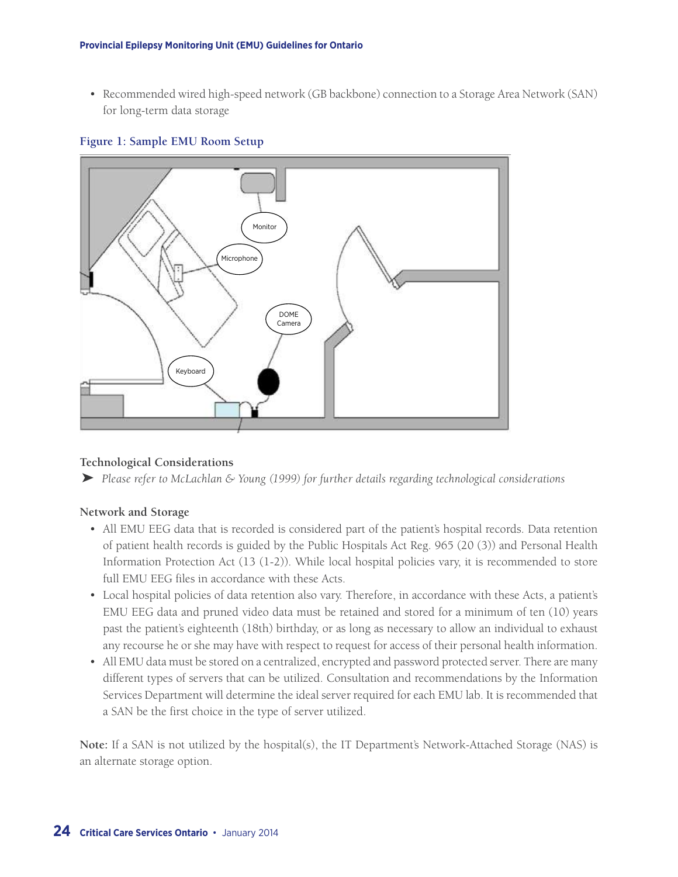- Recommended wired high-speed network (GB backbone) connection to a Storage Area Network (SAN) for long-term data storage

**Figure 1: Sample EMU Room Setup**

Monitor

Microphone

DOME Camera

Keyboard

### Technological Considerations

➤ *Please refer to McLachlan & Young (1999) for further details regarding technological considerations*

### Network and Storage

- All EMU EEG data that is recorded is considered part of the patient's hospital records. Data retention of patient health records is guided by the Public Hospitals Act Reg. 965 (20 (3)) and Personal Health Information Protection Act (13 (1-2)). While local hospital policies vary, it is recommended to store full EMU EEG files in accordance with these Acts.
- Local hospital policies of data retention also vary. Therefore, in accordance with these Acts, a patient's EMU EEG data and pruned video data must be retained and stored for a minimum of ten (10) years past the patient's eighteenth (18th) birthday, or as long as necessary to allow an individual to exhaust any recourse he or she may have with respect to request for access of their personal health information.
- All EMU data must be stored on a centralized, encrypted and password protected server. There are many different types of servers that can be utilized. Consultation and recommendations by the Information Services Department will determine the ideal server required for each EMU lab. It is recommended that a SAN be the first choice in the type of server utilized.

**Note:** If a SAN is not utilized by the hospital(s), the IT Department's Network-Attached Storage (NAS) is an alternate storage option.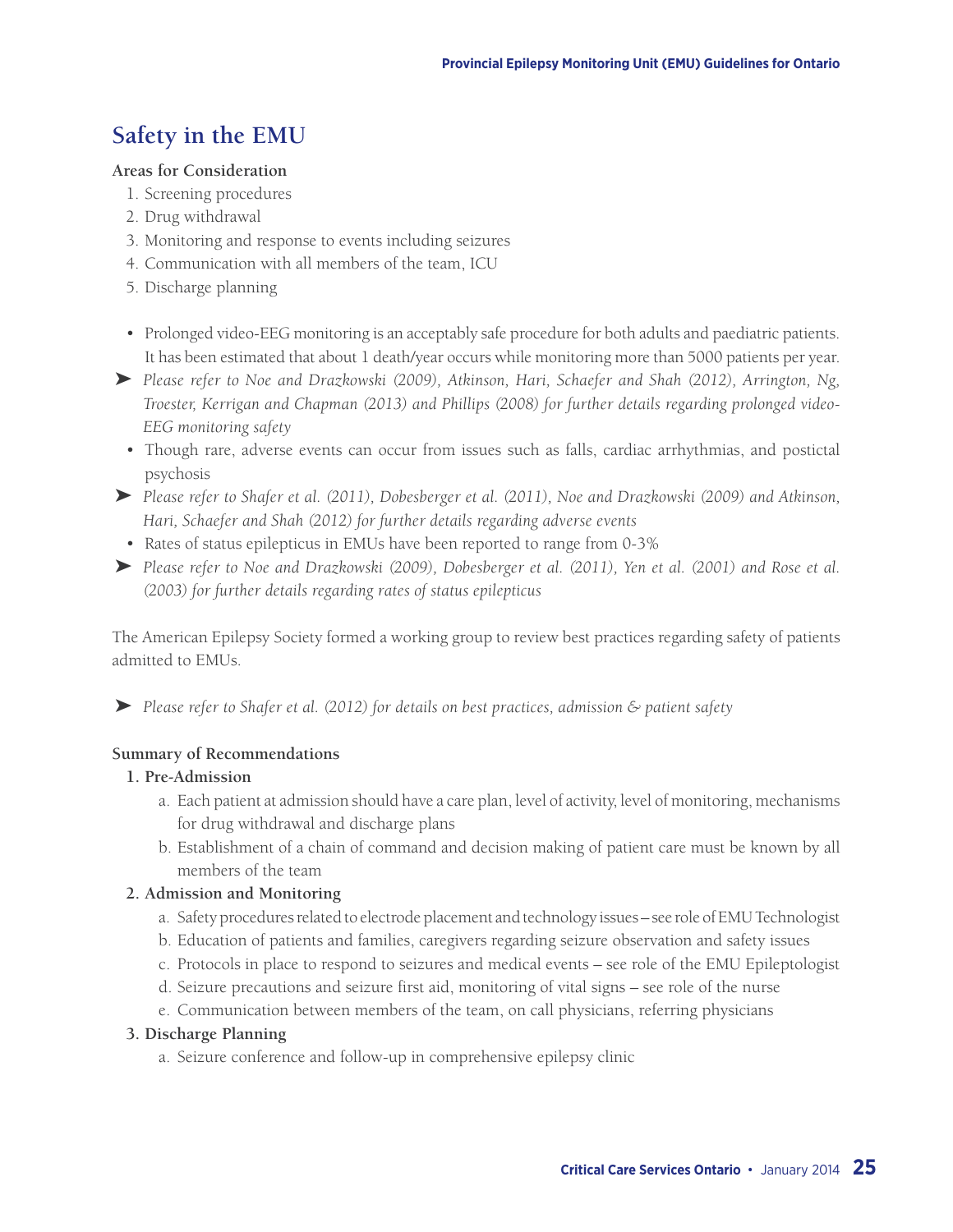## Safety in the EMU

**Areas for Consideration**

1. Screening procedures
2. Drug withdrawal
3. Monitoring and response to events including seizures
4. Communication with all members of the team, ICU
5. Discharge planning

- Prolonged video-EEG monitoring is an acceptably safe procedure for both adults and paediatric patients. It has been estimated that about 1 death/year occurs while monitoring more than 5000 patients per year.

➤ *Please refer to Noe and Drazkowski (2009), Atkinson, Hari, Schaefer and Shah (2012), Arrington, Ng, Troester, Kerrigan and Chapman (2013) and Phillips (2008) for further details regarding prolonged video-EEG monitoring safety*

- Though rare, adverse events can occur from issues such as falls, cardiac arrhythmias, and postictal psychosis

➤ *Please refer to Shafer et al. (2011), Dobesberger et al. (2011), Noe and Drazkowski (2009) and Atkinson, Hari, Schaefer and Shah (2012) for further details regarding adverse events*

- Rates of status epilepticus in EMUs have been reported to range from 0-3%

➤ *Please refer to Noe and Drazkowski (2009), Dobesberger et al. (2011), Yen et al. (2001) and Rose et al. (2003) for further details regarding rates of status epilepticus*

The American Epilepsy Society formed a working group to review best practices regarding safety of patients admitted to EMUs.

➤ *Please refer to Shafer et al. (2012) for details on best practices, admission & patient safety*

**Summary of Recommendations**

1. **Pre-Admission**
   a. Each patient at admission should have a care plan, level of activity, level of monitoring, mechanisms for drug withdrawal and discharge plans
   b. Establishment of a chain of command and decision making of patient care must be known by all members of the team
2. **Admission and Monitoring**
   a. Safety procedures related to electrode placement and technology issues – see role of EMU Technologist
   b. Education of patients and families, caregivers regarding seizure observation and safety issues
   c. Protocols in place to respond to seizures and medical events – see role of the EMU Epileptologist
   d. Seizure precautions and seizure first aid, monitoring of vital signs – see role of the nurse
   e. Communication between members of the team, on call physicians, referring physicians
3. **Discharge Planning**
   a. Seizure conference and follow-up in comprehensive epilepsy clinic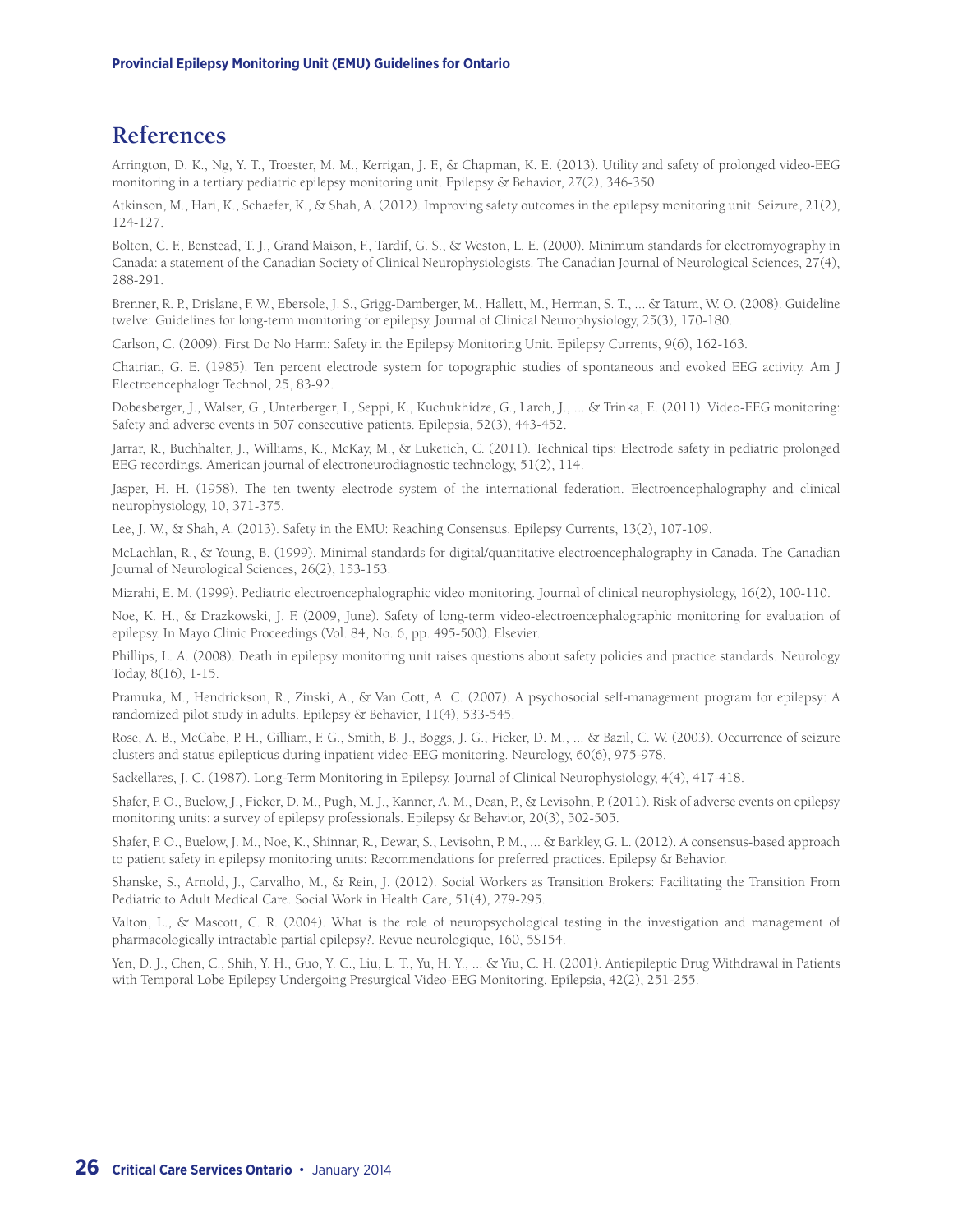## References

Arrington, D. K., Ng, Y. T., Troester, M. M., Kerrigan, J. F., & Chapman, K. E. (2013). Utility and safety of prolonged video-EEG monitoring in a tertiary pediatric epilepsy monitoring unit. Epilepsy & Behavior, 27(2), 346-350.

Atkinson, M., Hari, K., Schaefer, K., & Shah, A. (2012). Improving safety outcomes in the epilepsy monitoring unit. Seizure, 21(2), 124-127.

Bolton, C. F., Benstead, T. J., Grand'Maison, F., Tardif, G. S., & Weston, L. E. (2000). Minimum standards for electromyography in Canada: a statement of the Canadian Society of Clinical Neurophysiologists. The Canadian Journal of Neurological Sciences, 27(4), 288-291.

Brenner, R. P., Drislane, F. W., Ebersole, J. S., Grigg-Damberger, M., Hallett, M., Herman, S. T., ... & Tatum, W. O. (2008). Guideline twelve: Guidelines for long-term monitoring for epilepsy. Journal of Clinical Neurophysiology, 25(3), 170-180.

Carlson, C. (2009). First Do No Harm: Safety in the Epilepsy Monitoring Unit. Epilepsy Currents, 9(6), 162-163.

Chatrian, G. E. (1985). Ten percent electrode system for topographic studies of spontaneous and evoked EEG activity. Am J Electroencephalogr Technol, 25, 83-92.

Dobesberger, J., Walser, G., Unterberger, I., Seppi, K., Kuchukhidze, G., Larch, J., ... & Trinka, E. (2011). Video-EEG monitoring: Safety and adverse events in 507 consecutive patients. Epilepsia, 52(3), 443-452.

Jarrar, R., Buchhalter, J., Williams, K., McKay, M., & Luketich, C. (2011). Technical tips: Electrode safety in pediatric prolonged EEG recordings. American journal of electroneurodiagnostic technology, 51(2), 114.

Jasper, H. H. (1958). The ten twenty electrode system of the international federation. Electroencephalography and clinical neurophysiology, 10, 371-375.

Lee, J. W., & Shah, A. (2013). Safety in the EMU: Reaching Consensus. Epilepsy Currents, 13(2), 107-109.

McLachlan, R., & Young, B. (1999). Minimal standards for digital/quantitative electroencephalography in Canada. The Canadian Journal of Neurological Sciences, 26(2), 153-153.

Mizrahi, E. M. (1999). Pediatric electroencephalographic video monitoring. Journal of clinical neurophysiology, 16(2), 100-110.

Noe, K. H., & Drazkowski, J. F. (2009, June). Safety of long-term video-electroencephalographic monitoring for evaluation of epilepsy. In Mayo Clinic Proceedings (Vol. 84, No. 6, pp. 495-500). Elsevier.

Phillips, L. A. (2008). Death in epilepsy monitoring unit raises questions about safety policies and practice standards. Neurology Today, 8(16), 1-15.

Pramuka, M., Hendrickson, R., Zinski, A., & Van Cott, A. C. (2007). A psychosocial self-management program for epilepsy: A randomized pilot study in adults. Epilepsy & Behavior, 11(4), 533-545.

Rose, A. B., McCabe, P. H., Gilliam, F. G., Smith, B. J., Boggs, J. G., Ficker, D. M., ... & Bazil, C. W. (2003). Occurrence of seizure clusters and status epilepticus during inpatient video-EEG monitoring. Neurology, 60(6), 975-978.

Sackellares, J. C. (1987). Long-Term Monitoring in Epilepsy. Journal of Clinical Neurophysiology, 4(4), 417-418.

Shafer, P. O., Buelow, J., Ficker, D. M., Pugh, M. J., Kanner, A. M., Dean, P., & Levisohn, P. (2011). Risk of adverse events on epilepsy monitoring units: a survey of epilepsy professionals. Epilepsy & Behavior, 20(3), 502-505.

Shafer, P. O., Buelow, J. M., Noe, K., Shinnar, R., Dewar, S., Levisohn, P. M., ... & Barkley, G. L. (2012). A consensus-based approach to patient safety in epilepsy monitoring units: Recommendations for preferred practices. Epilepsy & Behavior.

Shanske, S., Arnold, J., Carvalho, M., & Rein, J. (2012). Social Workers as Transition Brokers: Facilitating the Transition From Pediatric to Adult Medical Care. Social Work in Health Care, 51(4), 279-295.

Valton, L., & Mascott, C. R. (2004). What is the role of neuropsychological testing in the investigation and management of pharmacologically intractable partial epilepsy?. Revue neurologique, 160, 5S154.

Yen, D. J., Chen, C., Shih, Y. H., Guo, Y. C., Liu, L. T., Yu, H. Y., ... & Yiu, C. H. (2001). Antiepileptic Drug Withdrawal in Patients with Temporal Lobe Epilepsy Undergoing Presurgical Video-EEG Monitoring. Epilepsia, 42(2), 251-255.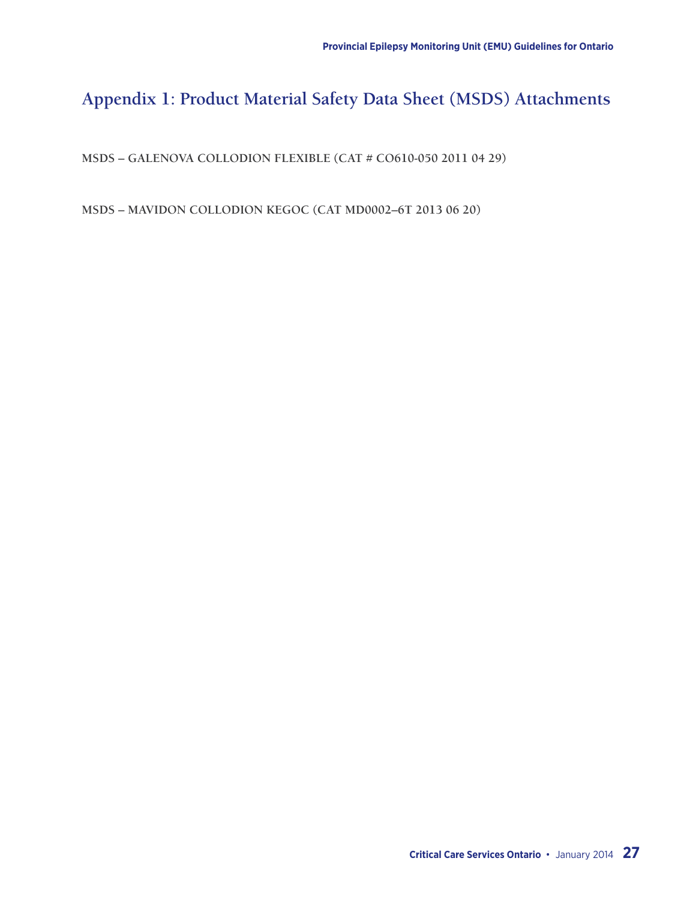# Appendix 1: Product Material Safety Data Sheet (MSDS) Attachments

MSDS – GALENOVA COLLODION FLEXIBLE (CAT # CO610-050 2011 04 29)

MSDS – MAVIDON COLLODION KEGOC (CAT MD0002–6T 2013 06 20)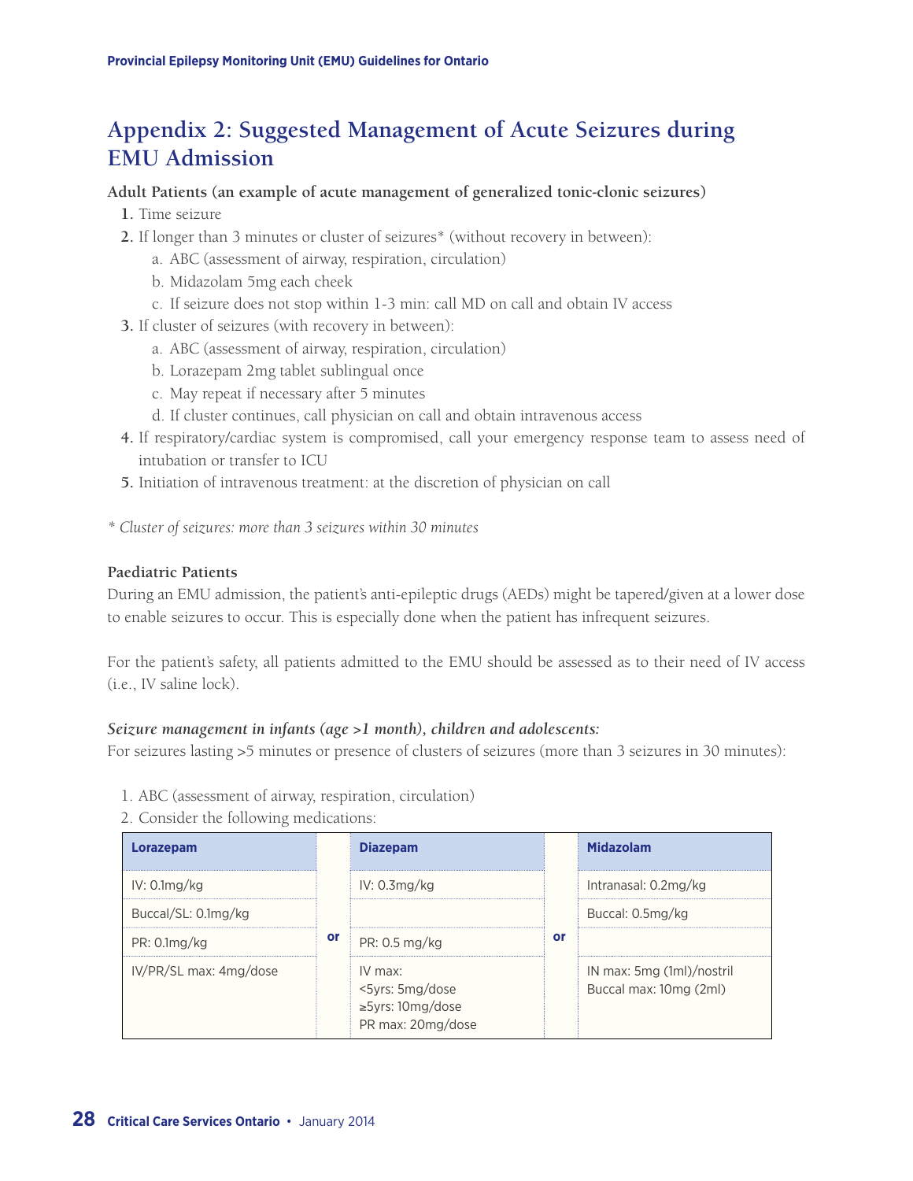# Appendix 2: Suggested Management of Acute Seizures during EMU Admission

**Adult Patients (an example of acute management of generalized tonic-clonic seizures)**

1. Time seizure
2. If longer than 3 minutes or cluster of seizures* (without recovery in between):
   a. ABC (assessment of airway, respiration, circulation)
   b. Midazolam 5mg each cheek
   c. If seizure does not stop within 1-3 min: call MD on call and obtain IV access
3. If cluster of seizures (with recovery in between):
   a. ABC (assessment of airway, respiration, circulation)
   b. Lorazepam 2mg tablet sublingual once
   c. May repeat if necessary after 5 minutes
   d. If cluster continues, call physician on call and obtain intravenous access
4. If respiratory/cardiac system is compromised, call your emergency response team to assess need of intubation or transfer to ICU
5. Initiation of intravenous treatment: at the discretion of physician on call

*\* Cluster of seizures: more than 3 seizures within 30 minutes*

**Paediatric Patients**

During an EMU admission, the patient's anti-epileptic drugs (AEDs) might be tapered/given at a lower dose to enable seizures to occur. This is especially done when the patient has infrequent seizures.

For the patient's safety, all patients admitted to the EMU should be assessed as to their need of IV access (i.e., IV saline lock).

***Seizure management in infants (age >1 month), children and adolescents:***

For seizures lasting >5 minutes or presence of clusters of seizures (more than 3 seizures in 30 minutes):

1. ABC (assessment of airway, respiration, circulation)
2. Consider the following medications:

| Lorazepam | | Diazepam | | Midazolam |
|---|---|---|---|---|
| IV: 0.1mg/kg | | IV: 0.3mg/kg | | Intranasal: 0.2mg/kg |
| Buccal/SL: 0.1mg/kg | | | | Buccal: 0.5mg/kg |
| PR: 0.1mg/kg | or | PR: 0.5 mg/kg | or | |
| IV/PR/SL max: 4mg/dose | | IV max:<br><5yrs: 5mg/dose<br>≥5yrs: 10mg/dose<br>PR max: 20mg/dose | | IN max: 5mg (1ml)/nostril<br>Buccal max: 10mg (2ml) |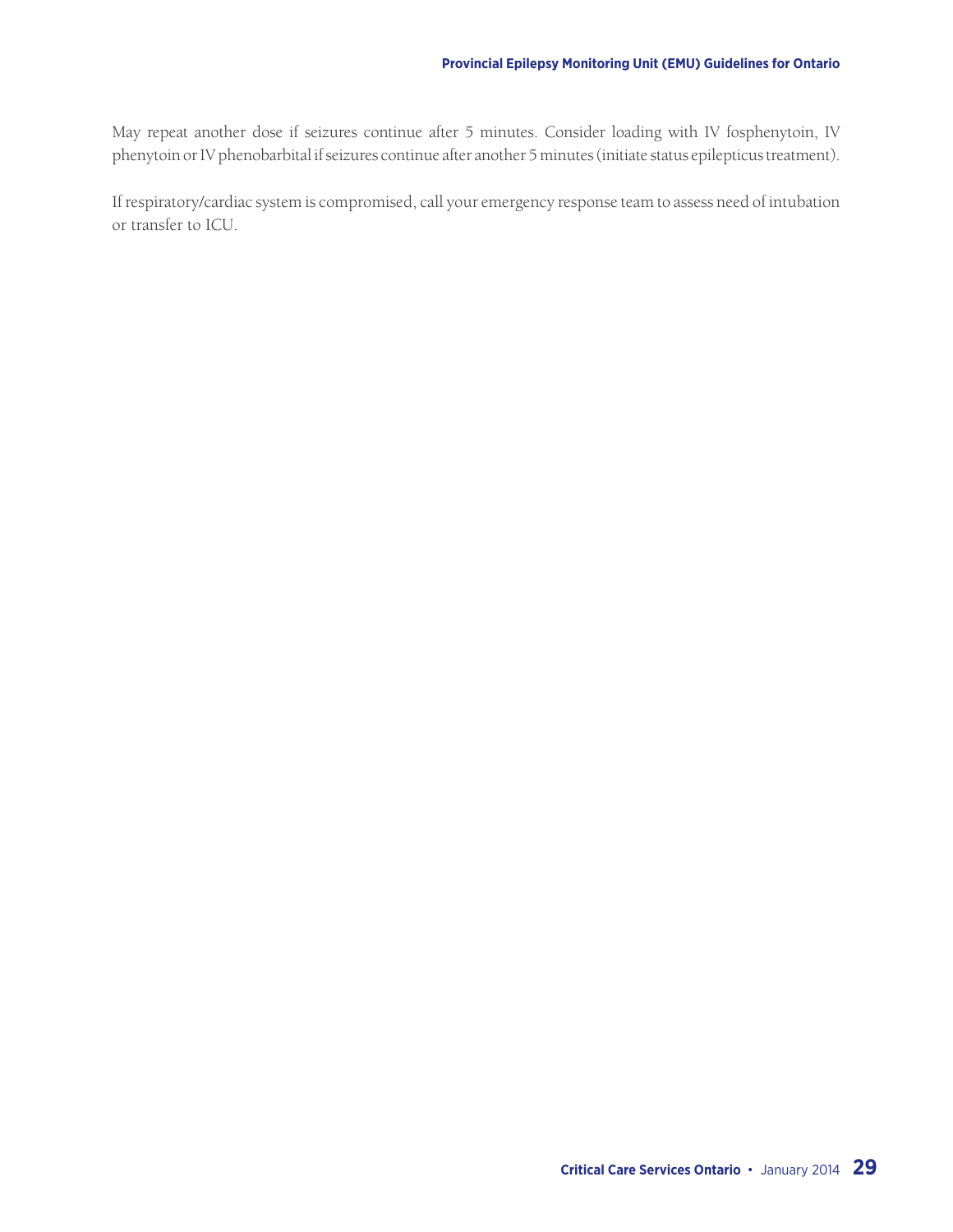May repeat another dose if seizures continue after 5 minutes. Consider loading with IV fosphenytoin, IV phenytoin or IV phenobarbital if seizures continue after another 5 minutes (initiate status epilepticus treatment).

If respiratory/cardiac system is compromised, call your emergency response team to assess need of intubation or transfer to ICU.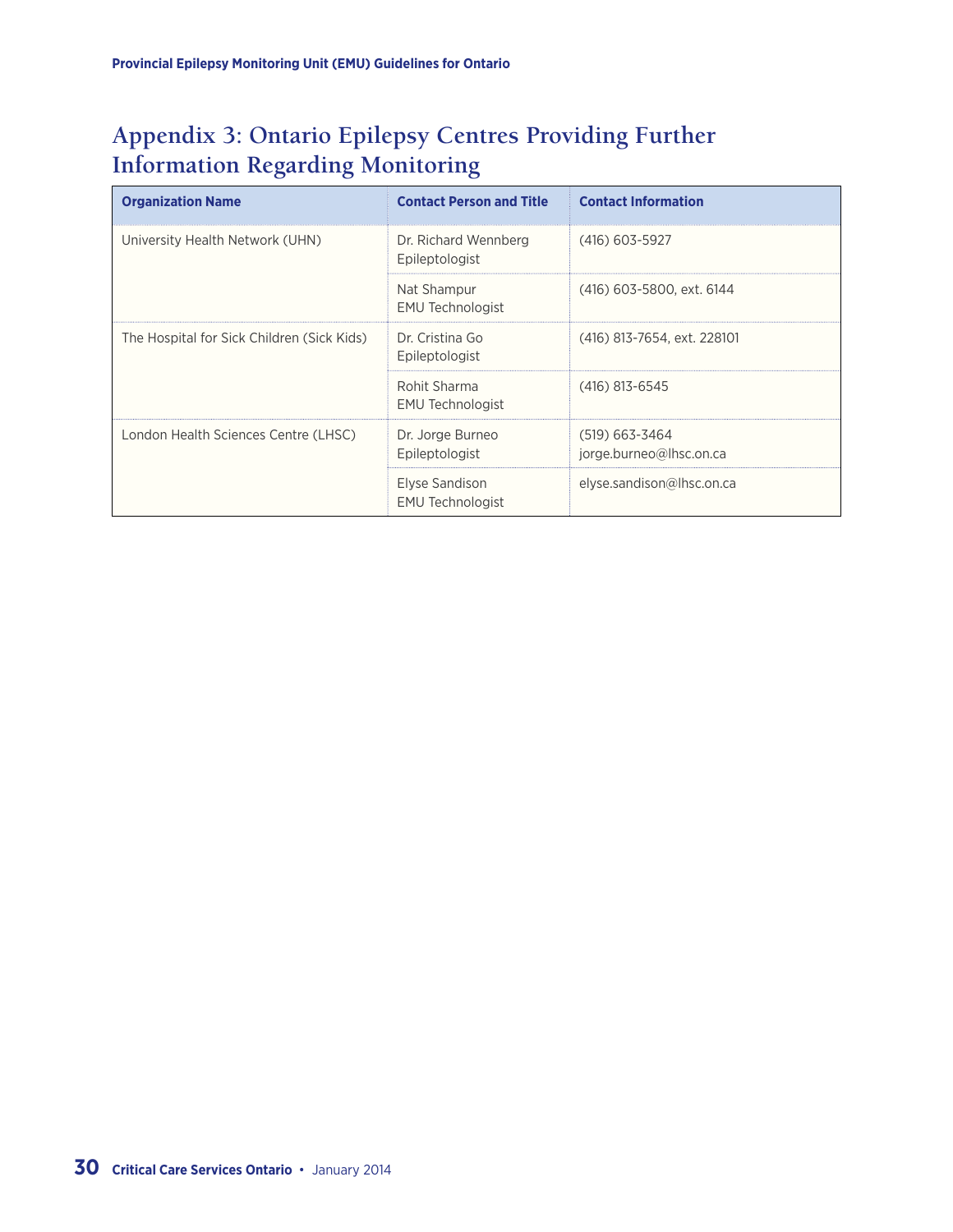# Appendix 3: Ontario Epilepsy Centres Providing Further Information Regarding Monitoring

| Organization Name | Contact Person and Title | Contact Information |
|---|---|---|
| University Health Network (UHN) | Dr. Richard Wennberg<br>Epileptologist | (416) 603-5927 |
| | Nat Shampur<br>EMU Technologist | (416) 603-5800, ext. 6144 |
| The Hospital for Sick Children (Sick Kids) | Dr. Cristina Go<br>Epileptologist | (416) 813-7654, ext. 228101 |
| | Rohit Sharma<br>EMU Technologist | (416) 813-6545 |
| London Health Sciences Centre (LHSC) | Dr. Jorge Burneo<br>Epileptologist | (519) 663-3464<br>jorge.burneo@lhsc.on.ca |
| | Elyse Sandison<br>EMU Technologist | elyse.sandison@lhsc.on.ca |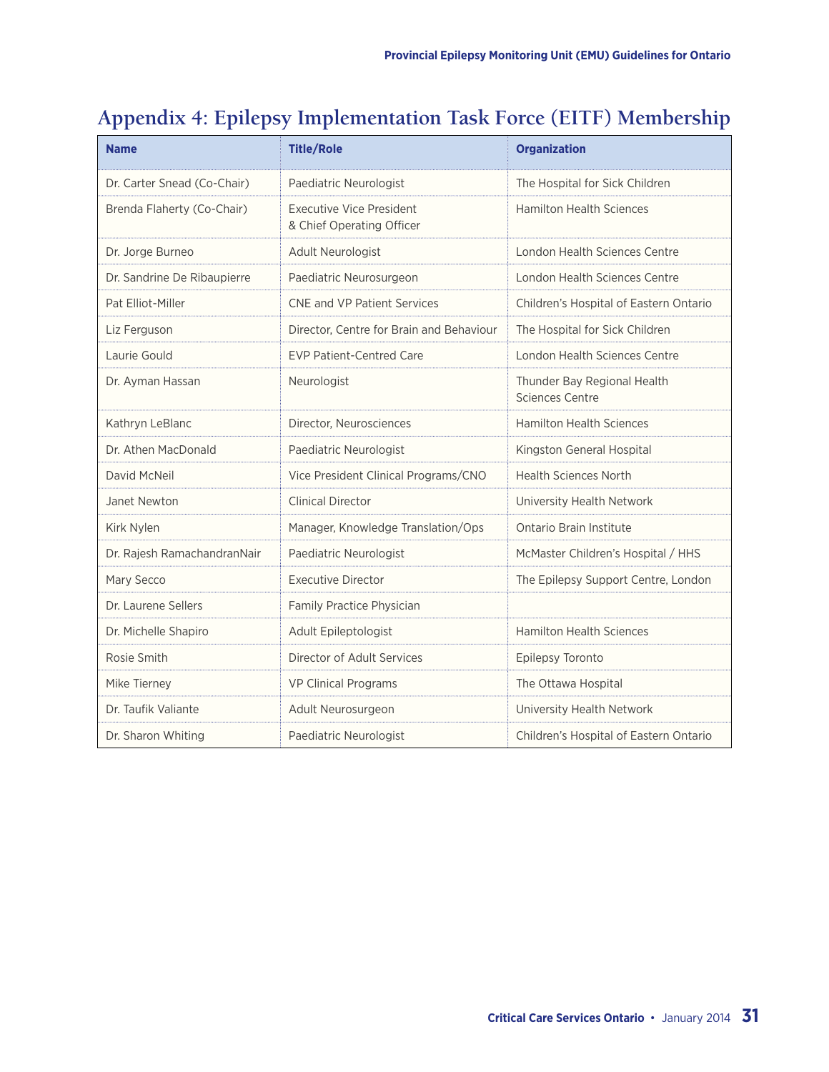## Appendix 4: Epilepsy Implementation Task Force (EITF) Membership

| Name | Title/Role | Organization |
|---|---|---|
| Dr. Carter Snead (Co-Chair) | Paediatric Neurologist | The Hospital for Sick Children |
| Brenda Flaherty (Co-Chair) | Executive Vice President & Chief Operating Officer | Hamilton Health Sciences |
| Dr. Jorge Burneo | Adult Neurologist | London Health Sciences Centre |
| Dr. Sandrine De Ribaupierre | Paediatric Neurosurgeon | London Health Sciences Centre |
| Pat Elliot-Miller | CNE and VP Patient Services | Children's Hospital of Eastern Ontario |
| Liz Ferguson | Director, Centre for Brain and Behaviour | The Hospital for Sick Children |
| Laurie Gould | EVP Patient-Centred Care | London Health Sciences Centre |
| Dr. Ayman Hassan | Neurologist | Thunder Bay Regional Health Sciences Centre |
| Kathryn LeBlanc | Director, Neurosciences | Hamilton Health Sciences |
| Dr. Athen MacDonald | Paediatric Neurologist | Kingston General Hospital |
| David McNeil | Vice President Clinical Programs/CNO | Health Sciences North |
| Janet Newton | Clinical Director | University Health Network |
| Kirk Nylen | Manager, Knowledge Translation/Ops | Ontario Brain Institute |
| Dr. Rajesh RamachandranNair | Paediatric Neurologist | McMaster Children's Hospital / HHS |
| Mary Secco | Executive Director | The Epilepsy Support Centre, London |
| Dr. Laurene Sellers | Family Practice Physician | |
| Dr. Michelle Shapiro | Adult Epileptologist | Hamilton Health Sciences |
| Rosie Smith | Director of Adult Services | Epilepsy Toronto |
| Mike Tierney | VP Clinical Programs | The Ottawa Hospital |
| Dr. Taufik Valiante | Adult Neurosurgeon | University Health Network |
| Dr. Sharon Whiting | Paediatric Neurologist | Children's Hospital of Eastern Ontario |